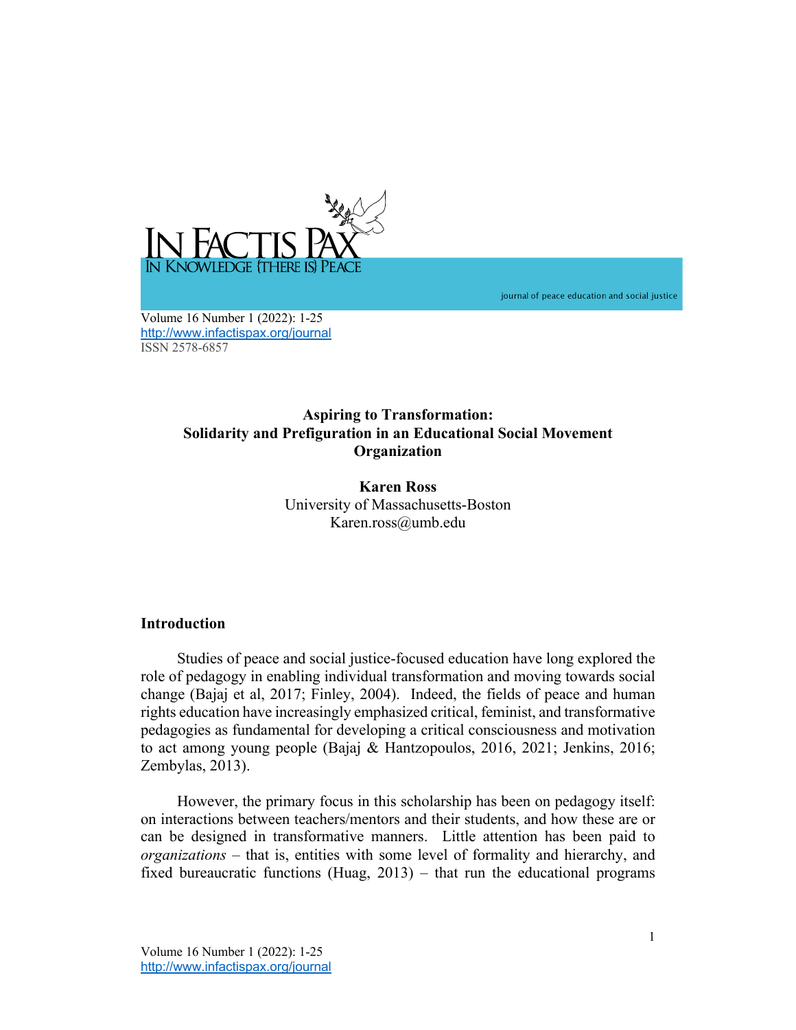In Factis Pax

In Knowledge {there is} Peace

journal of peace education and social justice

http://www.infactispax.org/journal
ISSN 2578-6857

# Aspiring to Transformation: Solidarity and Prefiguration in an Educational Social Movement Organization

**Karen Ross**
University of Massachusetts-Boston
Karen.ross@umb.edu

## Introduction

Studies of peace and social justice-focused education have long explored the role of pedagogy in enabling individual transformation and moving towards social change (Bajaj et al, 2017; Finley, 2004). Indeed, the fields of peace and human rights education have increasingly emphasized critical, feminist, and transformative pedagogies as fundamental for developing a critical consciousness and motivation to act among young people (Bajaj & Hantzopoulos, 2016, 2021; Jenkins, 2016; Zembylas, 2013).

However, the primary focus in this scholarship has been on pedagogy itself: on interactions between teachers/mentors and their students, and how these are or can be designed in transformative manners. Little attention has been paid to *organizations* – that is, entities with some level of formality and hierarchy, and fixed bureaucratic functions (Huag, 2013) – that run the educational programs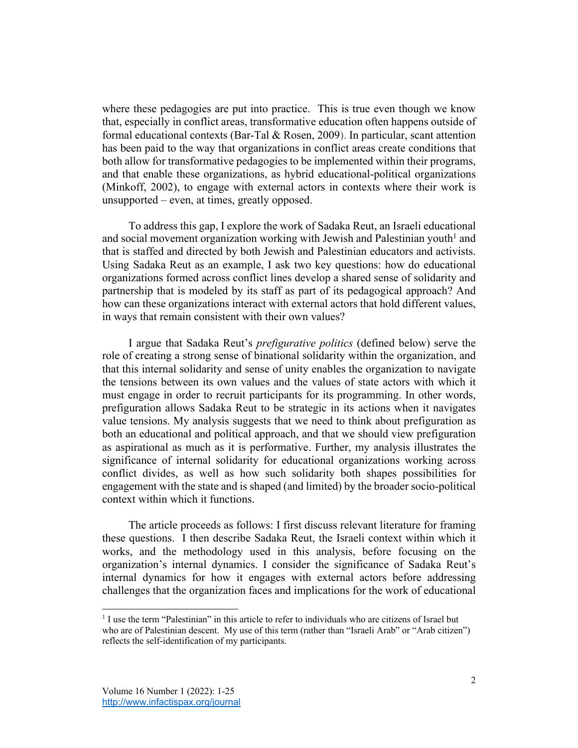where these pedagogies are put into practice. This is true even though we know that, especially in conflict areas, transformative education often happens outside of formal educational contexts (Bar-Tal & Rosen, 2009). In particular, scant attention has been paid to the way that organizations in conflict areas create conditions that both allow for transformative pedagogies to be implemented within their programs, and that enable these organizations, as hybrid educational-political organizations (Minkoff, 2002), to engage with external actors in contexts where their work is unsupported – even, at times, greatly opposed.

To address this gap, I explore the work of Sadaka Reut, an Israeli educational and social movement organization working with Jewish and Palestinian youth[1] and that is staffed and directed by both Jewish and Palestinian educators and activists. Using Sadaka Reut as an example, I ask two key questions: how do educational organizations formed across conflict lines develop a shared sense of solidarity and partnership that is modeled by its staff as part of its pedagogical approach? And how can these organizations interact with external actors that hold different values, in ways that remain consistent with their own values?

I argue that Sadaka Reut's *prefigurative politics* (defined below) serve the role of creating a strong sense of binational solidarity within the organization, and that this internal solidarity and sense of unity enables the organization to navigate the tensions between its own values and the values of state actors with which it must engage in order to recruit participants for its programming. In other words, prefiguration allows Sadaka Reut to be strategic in its actions when it navigates value tensions. My analysis suggests that we need to think about prefiguration as both an educational and political approach, and that we should view prefiguration as aspirational as much as it is performative. Further, my analysis illustrates the significance of internal solidarity for educational organizations working across conflict divides, as well as how such solidarity both shapes possibilities for engagement with the state and is shaped (and limited) by the broader socio-political context within which it functions.

The article proceeds as follows: I first discuss relevant literature for framing these questions. I then describe Sadaka Reut, the Israeli context within which it works, and the methodology used in this analysis, before focusing on the organization's internal dynamics. I consider the significance of Sadaka Reut's internal dynamics for how it engages with external actors before addressing challenges that the organization faces and implications for the work of educational

---

[1] I use the term "Palestinian" in this article to refer to individuals who are citizens of Israel but who are of Palestinian descent. My use of this term (rather than "Israeli Arab" or "Arab citizen") reflects the self-identification of my participants.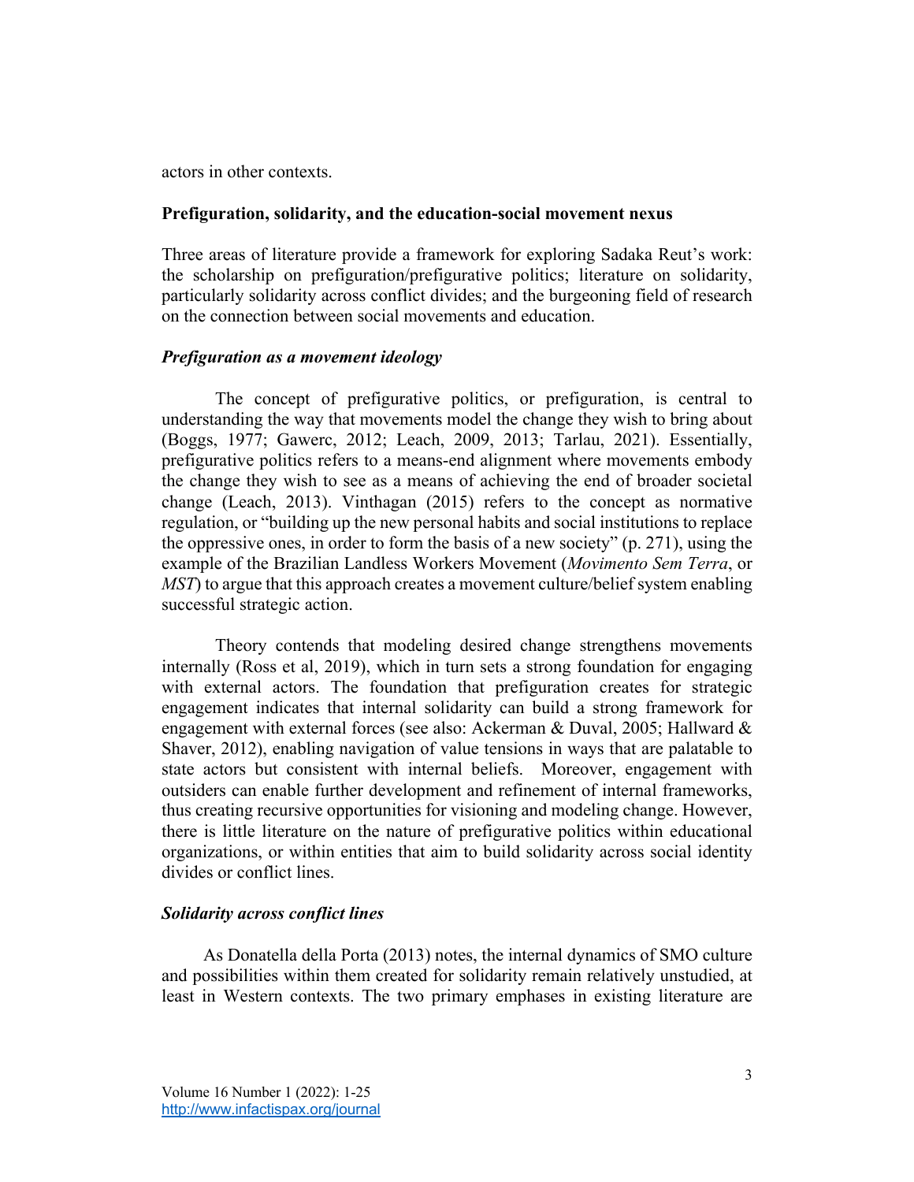actors in other contexts.

## Prefiguration, solidarity, and the education-social movement nexus

Three areas of literature provide a framework for exploring Sadaka Reut's work: the scholarship on prefiguration/prefigurative politics; literature on solidarity, particularly solidarity across conflict divides; and the burgeoning field of research on the connection between social movements and education.

### *Prefiguration as a movement ideology*

The concept of prefigurative politics, or prefiguration, is central to understanding the way that movements model the change they wish to bring about (Boggs, 1977; Gawerc, 2012; Leach, 2009, 2013; Tarlau, 2021). Essentially, prefigurative politics refers to a means-end alignment where movements embody the change they wish to see as a means of achieving the end of broader societal change (Leach, 2013). Vinthagan (2015) refers to the concept as normative regulation, or "building up the new personal habits and social institutions to replace the oppressive ones, in order to form the basis of a new society" (p. 271), using the example of the Brazilian Landless Workers Movement (*Movimento Sem Terra*, or *MST*) to argue that this approach creates a movement culture/belief system enabling successful strategic action.

Theory contends that modeling desired change strengthens movements internally (Ross et al, 2019), which in turn sets a strong foundation for engaging with external actors. The foundation that prefiguration creates for strategic engagement indicates that internal solidarity can build a strong framework for engagement with external forces (see also: Ackerman & Duval, 2005; Hallward & Shaver, 2012), enabling navigation of value tensions in ways that are palatable to state actors but consistent with internal beliefs. Moreover, engagement with outsiders can enable further development and refinement of internal frameworks, thus creating recursive opportunities for visioning and modeling change. However, there is little literature on the nature of prefigurative politics within educational organizations, or within entities that aim to build solidarity across social identity divides or conflict lines.

### *Solidarity across conflict lines*

As Donatella della Porta (2013) notes, the internal dynamics of SMO culture and possibilities within them created for solidarity remain relatively unstudied, at least in Western contexts. The two primary emphases in existing literature are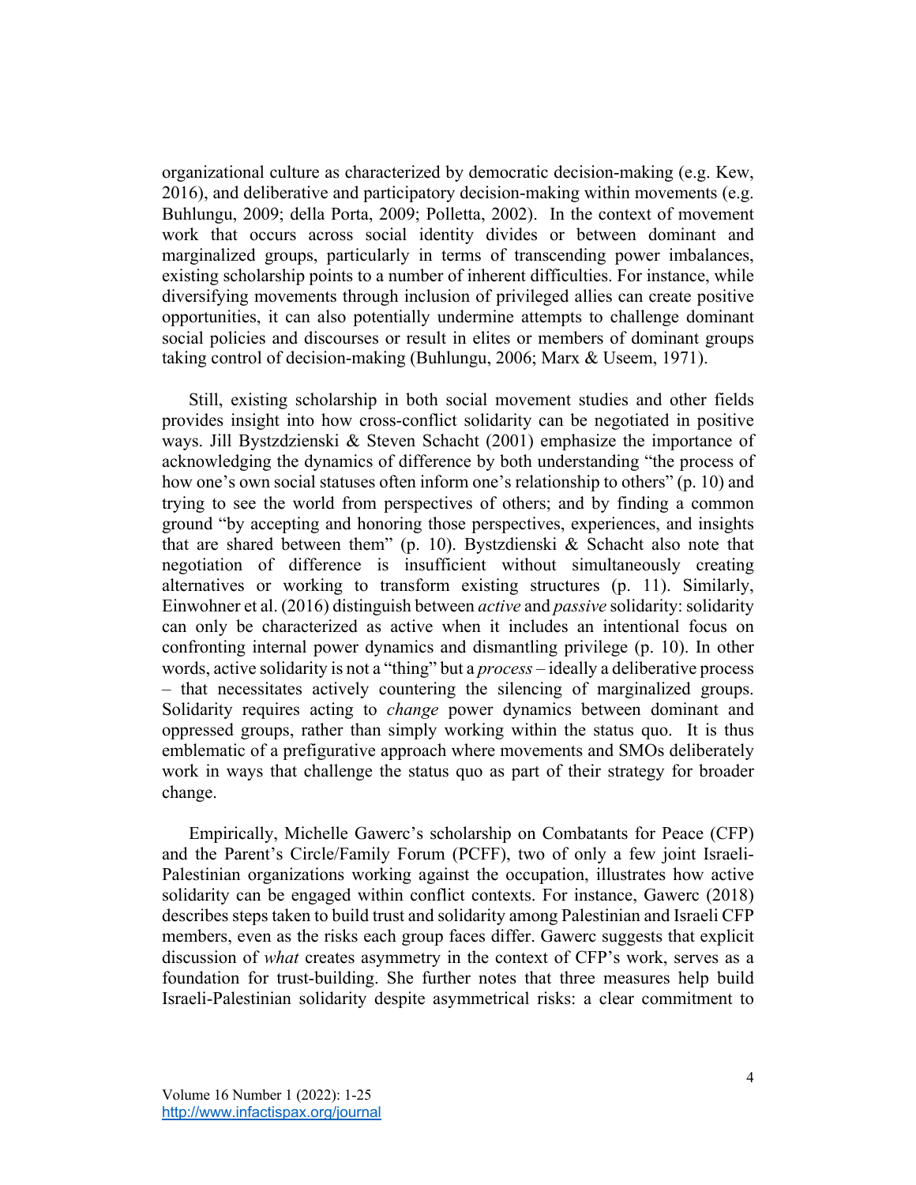organizational culture as characterized by democratic decision-making (e.g. Kew, 2016), and deliberative and participatory decision-making within movements (e.g. Buhlungu, 2009; della Porta, 2009; Polletta, 2002). In the context of movement work that occurs across social identity divides or between dominant and marginalized groups, particularly in terms of transcending power imbalances, existing scholarship points to a number of inherent difficulties. For instance, while diversifying movements through inclusion of privileged allies can create positive opportunities, it can also potentially undermine attempts to challenge dominant social policies and discourses or result in elites or members of dominant groups taking control of decision-making (Buhlungu, 2006; Marx & Useem, 1971).

Still, existing scholarship in both social movement studies and other fields provides insight into how cross-conflict solidarity can be negotiated in positive ways. Jill Bystzdzienski & Steven Schacht (2001) emphasize the importance of acknowledging the dynamics of difference by both understanding "the process of how one's own social statuses often inform one's relationship to others" (p. 10) and trying to see the world from perspectives of others; and by finding a common ground "by accepting and honoring those perspectives, experiences, and insights that are shared between them" (p. 10). Bystzdienski & Schacht also note that negotiation of difference is insufficient without simultaneously creating alternatives or working to transform existing structures (p. 11). Similarly, Einwohner et al. (2016) distinguish between *active* and *passive* solidarity: solidarity can only be characterized as active when it includes an intentional focus on confronting internal power dynamics and dismantling privilege (p. 10). In other words, active solidarity is not a "thing" but a *process* – ideally a deliberative process – that necessitates actively countering the silencing of marginalized groups. Solidarity requires acting to *change* power dynamics between dominant and oppressed groups, rather than simply working within the status quo. It is thus emblematic of a prefigurative approach where movements and SMOs deliberately work in ways that challenge the status quo as part of their strategy for broader change.

Empirically, Michelle Gawerc's scholarship on Combatants for Peace (CFP) and the Parent's Circle/Family Forum (PCFF), two of only a few joint Israeli-Palestinian organizations working against the occupation, illustrates how active solidarity can be engaged within conflict contexts. For instance, Gawerc (2018) describes steps taken to build trust and solidarity among Palestinian and Israeli CFP members, even as the risks each group faces differ. Gawerc suggests that explicit discussion of *what* creates asymmetry in the context of CFP's work, serves as a foundation for trust-building. She further notes that three measures help build Israeli-Palestinian solidarity despite asymmetrical risks: a clear commitment to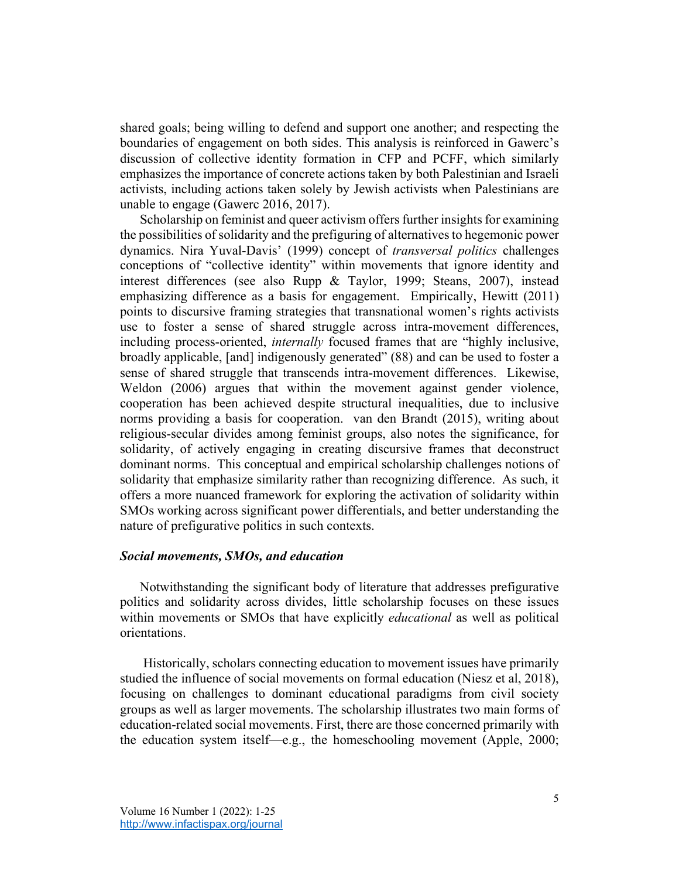shared goals; being willing to defend and support one another; and respecting the boundaries of engagement on both sides. This analysis is reinforced in Gawerc's discussion of collective identity formation in CFP and PCFF, which similarly emphasizes the importance of concrete actions taken by both Palestinian and Israeli activists, including actions taken solely by Jewish activists when Palestinians are unable to engage (Gawerc 2016, 2017).

Scholarship on feminist and queer activism offers further insights for examining the possibilities of solidarity and the prefiguring of alternatives to hegemonic power dynamics. Nira Yuval-Davis' (1999) concept of *transversal politics* challenges conceptions of "collective identity" within movements that ignore identity and interest differences (see also Rupp & Taylor, 1999; Steans, 2007), instead emphasizing difference as a basis for engagement. Empirically, Hewitt (2011) points to discursive framing strategies that transnational women's rights activists use to foster a sense of shared struggle across intra-movement differences, including process-oriented, *internally* focused frames that are "highly inclusive, broadly applicable, [and] indigenously generated" (88) and can be used to foster a sense of shared struggle that transcends intra-movement differences. Likewise, Weldon (2006) argues that within the movement against gender violence, cooperation has been achieved despite structural inequalities, due to inclusive norms providing a basis for cooperation. van den Brandt (2015), writing about religious-secular divides among feminist groups, also notes the significance, for solidarity, of actively engaging in creating discursive frames that deconstruct dominant norms. This conceptual and empirical scholarship challenges notions of solidarity that emphasize similarity rather than recognizing difference. As such, it offers a more nuanced framework for exploring the activation of solidarity within SMOs working across significant power differentials, and better understanding the nature of prefigurative politics in such contexts.

### *Social movements, SMOs, and education*

Notwithstanding the significant body of literature that addresses prefigurative politics and solidarity across divides, little scholarship focuses on these issues within movements or SMOs that have explicitly *educational* as well as political orientations.

Historically, scholars connecting education to movement issues have primarily studied the influence of social movements on formal education (Niesz et al, 2018), focusing on challenges to dominant educational paradigms from civil society groups as well as larger movements. The scholarship illustrates two main forms of education-related social movements. First, there are those concerned primarily with the education system itself—e.g., the homeschooling movement (Apple, 2000;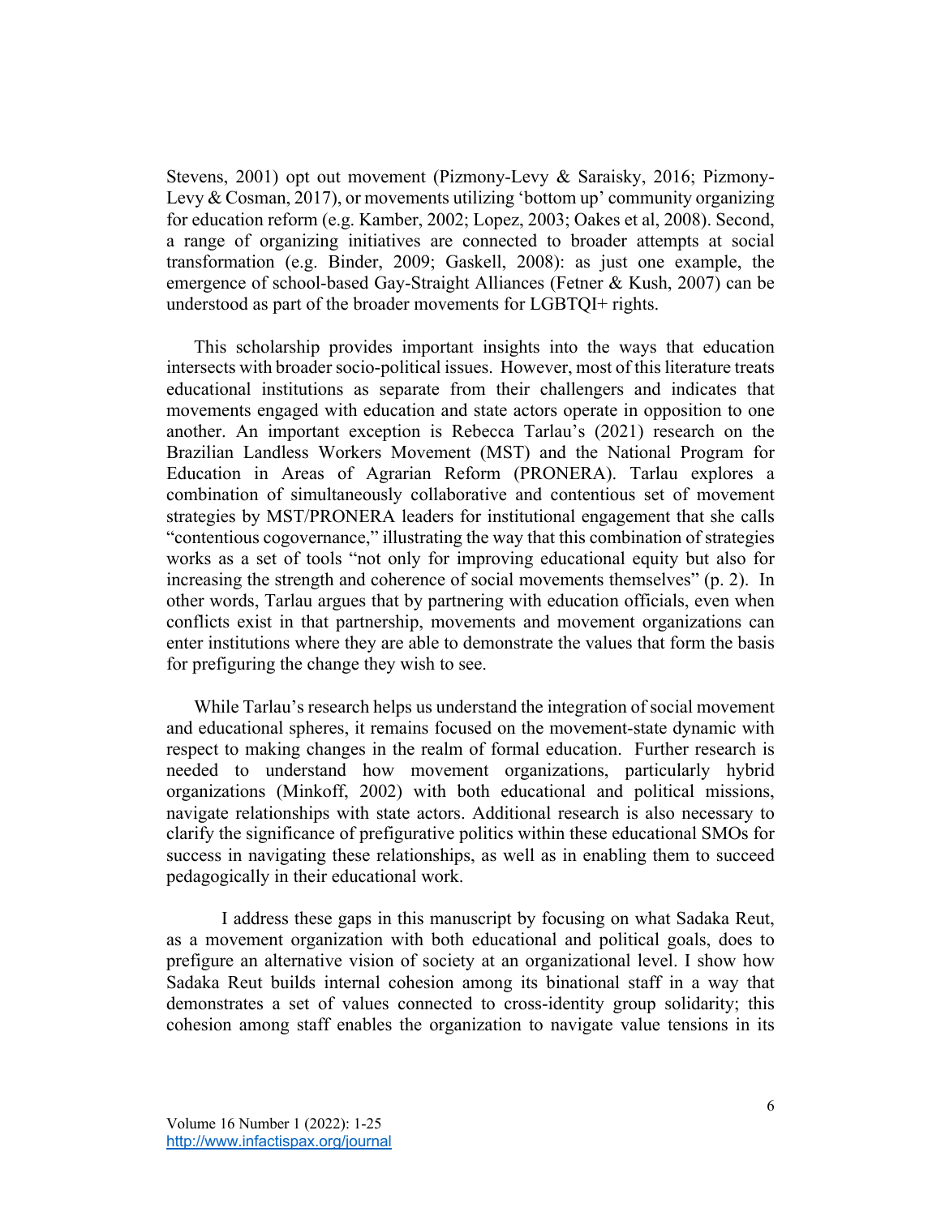Stevens, 2001) opt out movement (Pizmony-Levy & Saraisky, 2016; Pizmony-Levy & Cosman, 2017), or movements utilizing 'bottom up' community organizing for education reform (e.g. Kamber, 2002; Lopez, 2003; Oakes et al, 2008). Second, a range of organizing initiatives are connected to broader attempts at social transformation (e.g. Binder, 2009; Gaskell, 2008): as just one example, the emergence of school-based Gay-Straight Alliances (Fetner & Kush, 2007) can be understood as part of the broader movements for LGBTQI+ rights.

This scholarship provides important insights into the ways that education intersects with broader socio-political issues. However, most of this literature treats educational institutions as separate from their challengers and indicates that movements engaged with education and state actors operate in opposition to one another. An important exception is Rebecca Tarlau's (2021) research on the Brazilian Landless Workers Movement (MST) and the National Program for Education in Areas of Agrarian Reform (PRONERA). Tarlau explores a combination of simultaneously collaborative and contentious set of movement strategies by MST/PRONERA leaders for institutional engagement that she calls "contentious cogovernance," illustrating the way that this combination of strategies works as a set of tools "not only for improving educational equity but also for increasing the strength and coherence of social movements themselves" (p. 2). In other words, Tarlau argues that by partnering with education officials, even when conflicts exist in that partnership, movements and movement organizations can enter institutions where they are able to demonstrate the values that form the basis for prefiguring the change they wish to see.

While Tarlau's research helps us understand the integration of social movement and educational spheres, it remains focused on the movement-state dynamic with respect to making changes in the realm of formal education. Further research is needed to understand how movement organizations, particularly hybrid organizations (Minkoff, 2002) with both educational and political missions, navigate relationships with state actors. Additional research is also necessary to clarify the significance of prefigurative politics within these educational SMOs for success in navigating these relationships, as well as in enabling them to succeed pedagogically in their educational work.

I address these gaps in this manuscript by focusing on what Sadaka Reut, as a movement organization with both educational and political goals, does to prefigure an alternative vision of society at an organizational level. I show how Sadaka Reut builds internal cohesion among its binational staff in a way that demonstrates a set of values connected to cross-identity group solidarity; this cohesion among staff enables the organization to navigate value tensions in its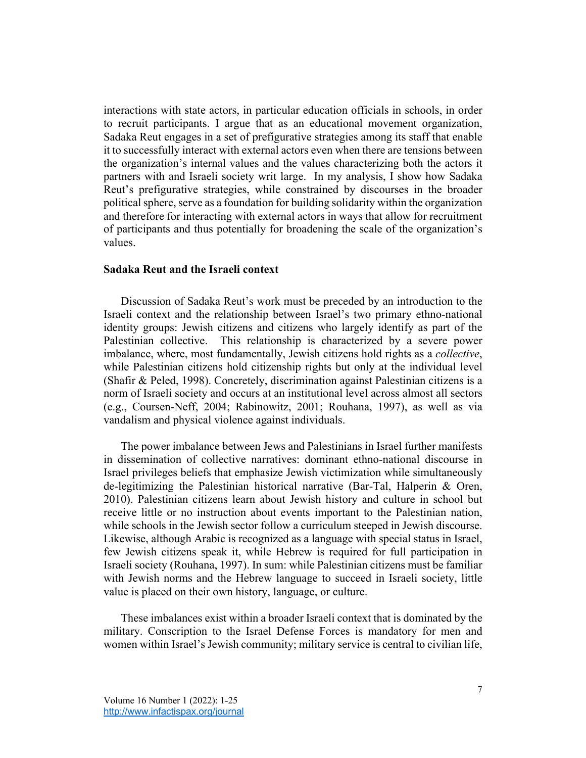interactions with state actors, in particular education officials in schools, in order to recruit participants. I argue that as an educational movement organization, Sadaka Reut engages in a set of prefigurative strategies among its staff that enable it to successfully interact with external actors even when there are tensions between the organization's internal values and the values characterizing both the actors it partners with and Israeli society writ large. In my analysis, I show how Sadaka Reut's prefigurative strategies, while constrained by discourses in the broader political sphere, serve as a foundation for building solidarity within the organization and therefore for interacting with external actors in ways that allow for recruitment of participants and thus potentially for broadening the scale of the organization's values.

**Sadaka Reut and the Israeli context**

Discussion of Sadaka Reut's work must be preceded by an introduction to the Israeli context and the relationship between Israel's two primary ethno-national identity groups: Jewish citizens and citizens who largely identify as part of the Palestinian collective. This relationship is characterized by a severe power imbalance, where, most fundamentally, Jewish citizens hold rights as a *collective*, while Palestinian citizens hold citizenship rights but only at the individual level (Shafir & Peled, 1998). Concretely, discrimination against Palestinian citizens is a norm of Israeli society and occurs at an institutional level across almost all sectors (e.g., Coursen-Neff, 2004; Rabinowitz, 2001; Rouhana, 1997), as well as via vandalism and physical violence against individuals.

The power imbalance between Jews and Palestinians in Israel further manifests in dissemination of collective narratives: dominant ethno-national discourse in Israel privileges beliefs that emphasize Jewish victimization while simultaneously de-legitimizing the Palestinian historical narrative (Bar-Tal, Halperin & Oren, 2010). Palestinian citizens learn about Jewish history and culture in school but receive little or no instruction about events important to the Palestinian nation, while schools in the Jewish sector follow a curriculum steeped in Jewish discourse. Likewise, although Arabic is recognized as a language with special status in Israel, few Jewish citizens speak it, while Hebrew is required for full participation in Israeli society (Rouhana, 1997). In sum: while Palestinian citizens must be familiar with Jewish norms and the Hebrew language to succeed in Israeli society, little value is placed on their own history, language, or culture.

These imbalances exist within a broader Israeli context that is dominated by the military. Conscription to the Israel Defense Forces is mandatory for men and women within Israel's Jewish community; military service is central to civilian life,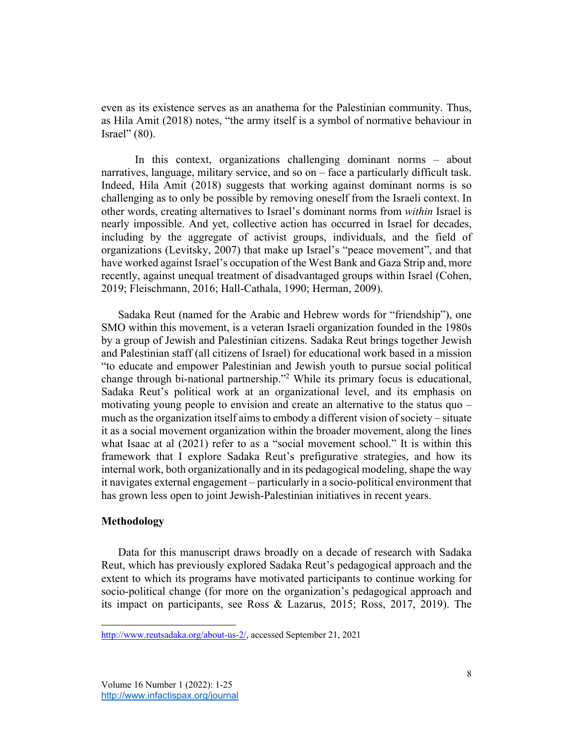even as its existence serves as an anathema for the Palestinian community. Thus, as Hila Amit (2018) notes, "the army itself is a symbol of normative behaviour in Israel" (80).

In this context, organizations challenging dominant norms – about narratives, language, military service, and so on – face a particularly difficult task. Indeed, Hila Amit (2018) suggests that working against dominant norms is so challenging as to only be possible by removing oneself from the Israeli context. In other words, creating alternatives to Israel's dominant norms from *within* Israel is nearly impossible. And yet, collective action has occurred in Israel for decades, including by the aggregate of activist groups, individuals, and the field of organizations (Levitsky, 2007) that make up Israel's "peace movement", and that have worked against Israel's occupation of the West Bank and Gaza Strip and, more recently, against unequal treatment of disadvantaged groups within Israel (Cohen, 2019; Fleischmann, 2016; Hall-Cathala, 1990; Herman, 2009).

Sadaka Reut (named for the Arabic and Hebrew words for "friendship"), one SMO within this movement, is a veteran Israeli organization founded in the 1980s by a group of Jewish and Palestinian citizens. Sadaka Reut brings together Jewish and Palestinian staff (all citizens of Israel) for educational work based in a mission "to educate and empower Palestinian and Jewish youth to pursue social political change through bi-national partnership."[2] While its primary focus is educational, Sadaka Reut's political work at an organizational level, and its emphasis on motivating young people to envision and create an alternative to the status quo – much as the organization itself aims to embody a different vision of society – situate it as a social movement organization within the broader movement, along the lines what Isaac at al (2021) refer to as a "social movement school." It is within this framework that I explore Sadaka Reut's prefigurative strategies, and how its internal work, both organizationally and in its pedagogical modeling, shape the way it navigates external engagement – particularly in a socio-political environment that has grown less open to joint Jewish-Palestinian initiatives in recent years.

## Methodology

Data for this manuscript draws broadly on a decade of research with Sadaka Reut, which has previously explored Sadaka Reut's pedagogical approach and the extent to which its programs have motivated participants to continue working for socio-political change (for more on the organization's pedagogical approach and its impact on participants, see Ross & Lazarus, 2015; Ross, 2017, 2019). The

---

[2] http://www.reutsadaka.org/about-us-2/, accessed September 21, 2021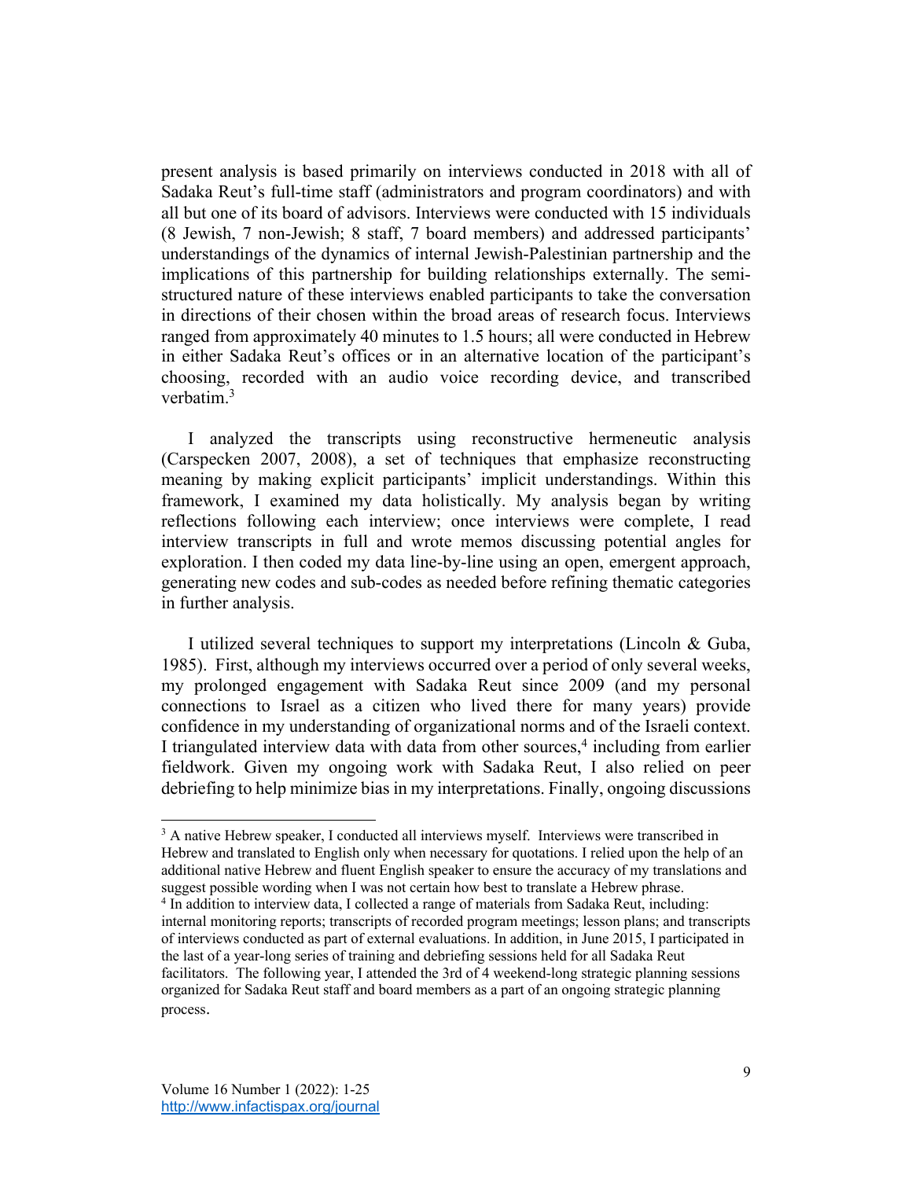present analysis is based primarily on interviews conducted in 2018 with all of Sadaka Reut's full-time staff (administrators and program coordinators) and with all but one of its board of advisors. Interviews were conducted with 15 individuals (8 Jewish, 7 non-Jewish; 8 staff, 7 board members) and addressed participants' understandings of the dynamics of internal Jewish-Palestinian partnership and the implications of this partnership for building relationships externally. The semi-structured nature of these interviews enabled participants to take the conversation in directions of their chosen within the broad areas of research focus. Interviews ranged from approximately 40 minutes to 1.5 hours; all were conducted in Hebrew in either Sadaka Reut's offices or in an alternative location of the participant's choosing, recorded with an audio voice recording device, and transcribed verbatim.[3]

I analyzed the transcripts using reconstructive hermeneutic analysis (Carspecken 2007, 2008), a set of techniques that emphasize reconstructing meaning by making explicit participants' implicit understandings. Within this framework, I examined my data holistically. My analysis began by writing reflections following each interview; once interviews were complete, I read interview transcripts in full and wrote memos discussing potential angles for exploration. I then coded my data line-by-line using an open, emergent approach, generating new codes and sub-codes as needed before refining thematic categories in further analysis.

I utilized several techniques to support my interpretations (Lincoln & Guba, 1985). First, although my interviews occurred over a period of only several weeks, my prolonged engagement with Sadaka Reut since 2009 (and my personal connections to Israel as a citizen who lived there for many years) provide confidence in my understanding of organizational norms and of the Israeli context. I triangulated interview data with data from other sources,[4] including from earlier fieldwork. Given my ongoing work with Sadaka Reut, I also relied on peer debriefing to help minimize bias in my interpretations. Finally, ongoing discussions

---

[3] A native Hebrew speaker, I conducted all interviews myself. Interviews were transcribed in Hebrew and translated to English only when necessary for quotations. I relied upon the help of an additional native Hebrew and fluent English speaker to ensure the accuracy of my translations and suggest possible wording when I was not certain how best to translate a Hebrew phrase.

[4] In addition to interview data, I collected a range of materials from Sadaka Reut, including: internal monitoring reports; transcripts of recorded program meetings; lesson plans; and transcripts of interviews conducted as part of external evaluations. In addition, in June 2015, I participated in the last of a year-long series of training and debriefing sessions held for all Sadaka Reut facilitators. The following year, I attended the 3rd of 4 weekend-long strategic planning sessions organized for Sadaka Reut staff and board members as a part of an ongoing strategic planning process.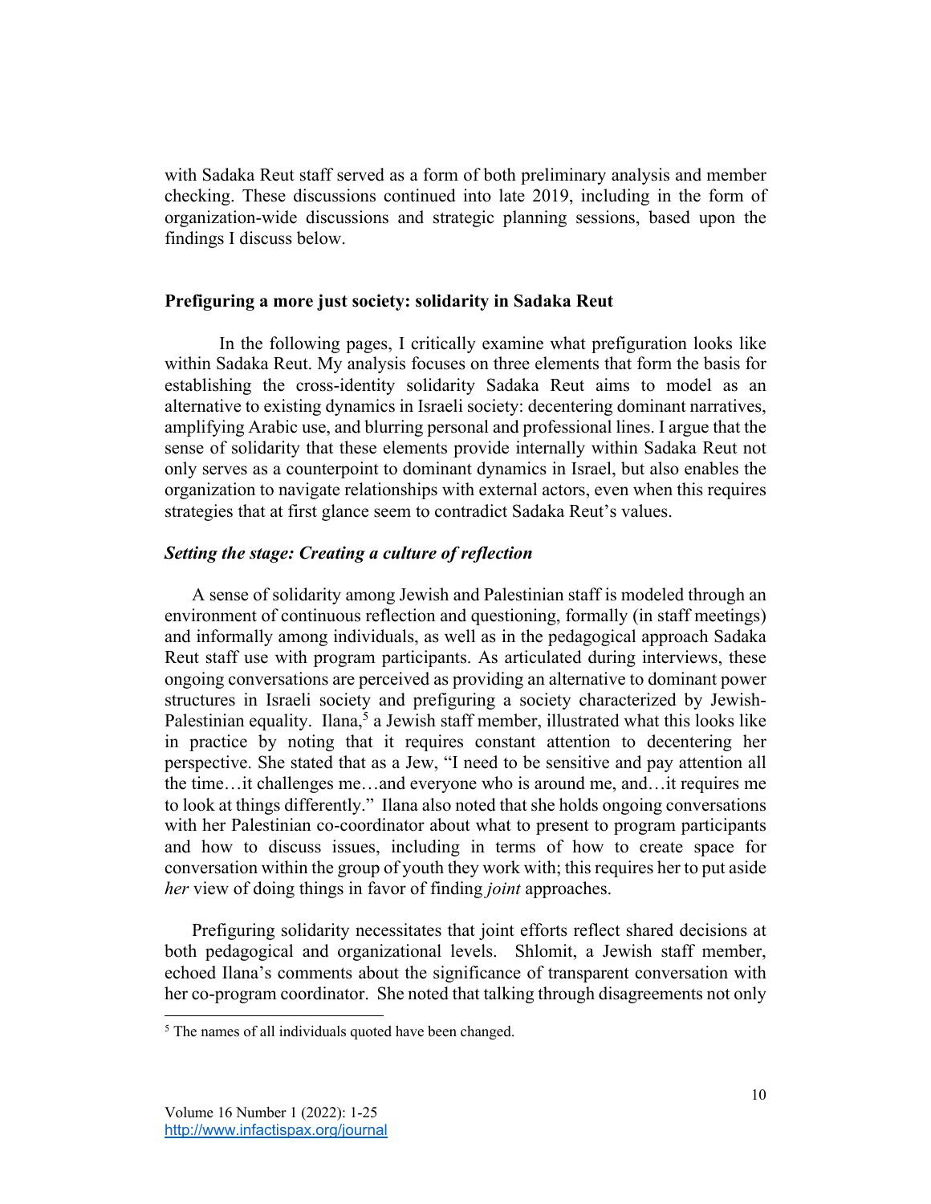with Sadaka Reut staff served as a form of both preliminary analysis and member checking. These discussions continued into late 2019, including in the form of organization-wide discussions and strategic planning sessions, based upon the findings I discuss below.

## Prefiguring a more just society: solidarity in Sadaka Reut

In the following pages, I critically examine what prefiguration looks like within Sadaka Reut. My analysis focuses on three elements that form the basis for establishing the cross-identity solidarity Sadaka Reut aims to model as an alternative to existing dynamics in Israeli society: decentering dominant narratives, amplifying Arabic use, and blurring personal and professional lines. I argue that the sense of solidarity that these elements provide internally within Sadaka Reut not only serves as a counterpoint to dominant dynamics in Israel, but also enables the organization to navigate relationships with external actors, even when this requires strategies that at first glance seem to contradict Sadaka Reut's values.

### *Setting the stage: Creating a culture of reflection*

A sense of solidarity among Jewish and Palestinian staff is modeled through an environment of continuous reflection and questioning, formally (in staff meetings) and informally among individuals, as well as in the pedagogical approach Sadaka Reut staff use with program participants. As articulated during interviews, these ongoing conversations are perceived as providing an alternative to dominant power structures in Israeli society and prefiguring a society characterized by Jewish-Palestinian equality. Ilana,[5] a Jewish staff member, illustrated what this looks like in practice by noting that it requires constant attention to decentering her perspective. She stated that as a Jew, "I need to be sensitive and pay attention all the time…it challenges me…and everyone who is around me, and…it requires me to look at things differently." Ilana also noted that she holds ongoing conversations with her Palestinian co-coordinator about what to present to program participants and how to discuss issues, including in terms of how to create space for conversation within the group of youth they work with; this requires her to put aside *her* view of doing things in favor of finding *joint* approaches.

Prefiguring solidarity necessitates that joint efforts reflect shared decisions at both pedagogical and organizational levels. Shlomit, a Jewish staff member, echoed Ilana's comments about the significance of transparent conversation with her co-program coordinator. She noted that talking through disagreements not only

[5] The names of all individuals quoted have been changed.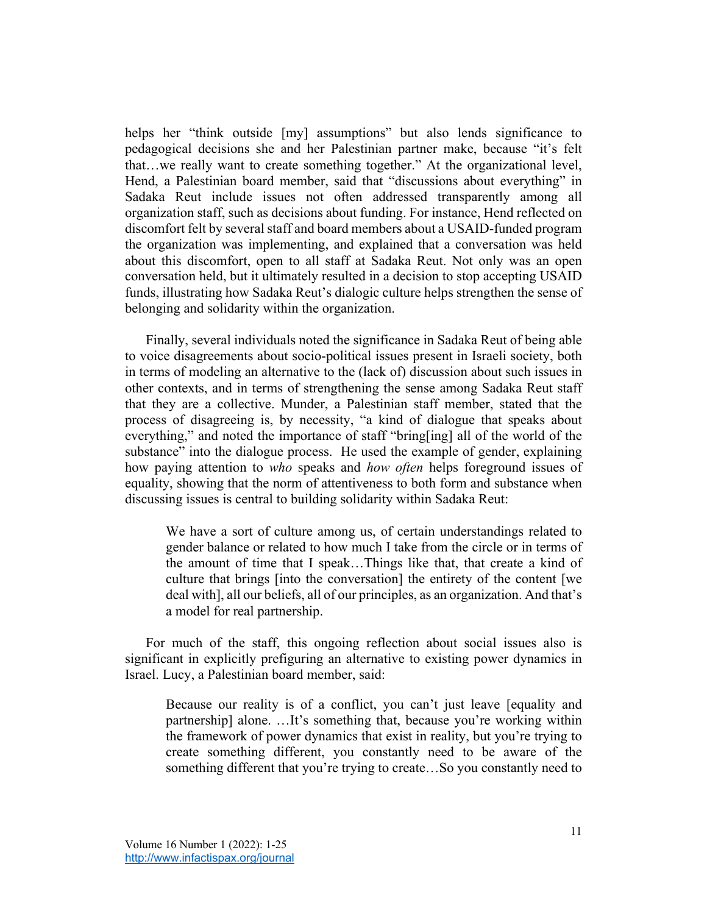helps her "think outside [my] assumptions" but also lends significance to pedagogical decisions she and her Palestinian partner make, because "it's felt that…we really want to create something together." At the organizational level, Hend, a Palestinian board member, said that "discussions about everything" in Sadaka Reut include issues not often addressed transparently among all organization staff, such as decisions about funding. For instance, Hend reflected on discomfort felt by several staff and board members about a USAID-funded program the organization was implementing, and explained that a conversation was held about this discomfort, open to all staff at Sadaka Reut. Not only was an open conversation held, but it ultimately resulted in a decision to stop accepting USAID funds, illustrating how Sadaka Reut's dialogic culture helps strengthen the sense of belonging and solidarity within the organization.

Finally, several individuals noted the significance in Sadaka Reut of being able to voice disagreements about socio-political issues present in Israeli society, both in terms of modeling an alternative to the (lack of) discussion about such issues in other contexts, and in terms of strengthening the sense among Sadaka Reut staff that they are a collective. Munder, a Palestinian staff member, stated that the process of disagreeing is, by necessity, "a kind of dialogue that speaks about everything," and noted the importance of staff "bring[ing] all of the world of the substance" into the dialogue process. He used the example of gender, explaining how paying attention to *who* speaks and *how often* helps foreground issues of equality, showing that the norm of attentiveness to both form and substance when discussing issues is central to building solidarity within Sadaka Reut:

> We have a sort of culture among us, of certain understandings related to gender balance or related to how much I take from the circle or in terms of the amount of time that I speak…Things like that, that create a kind of culture that brings [into the conversation] the entirety of the content [we deal with], all our beliefs, all of our principles, as an organization. And that's a model for real partnership.

For much of the staff, this ongoing reflection about social issues also is significant in explicitly prefiguring an alternative to existing power dynamics in Israel. Lucy, a Palestinian board member, said:

> Because our reality is of a conflict, you can't just leave [equality and partnership] alone. …It's something that, because you're working within the framework of power dynamics that exist in reality, but you're trying to create something different, you constantly need to be aware of the something different that you're trying to create…So you constantly need to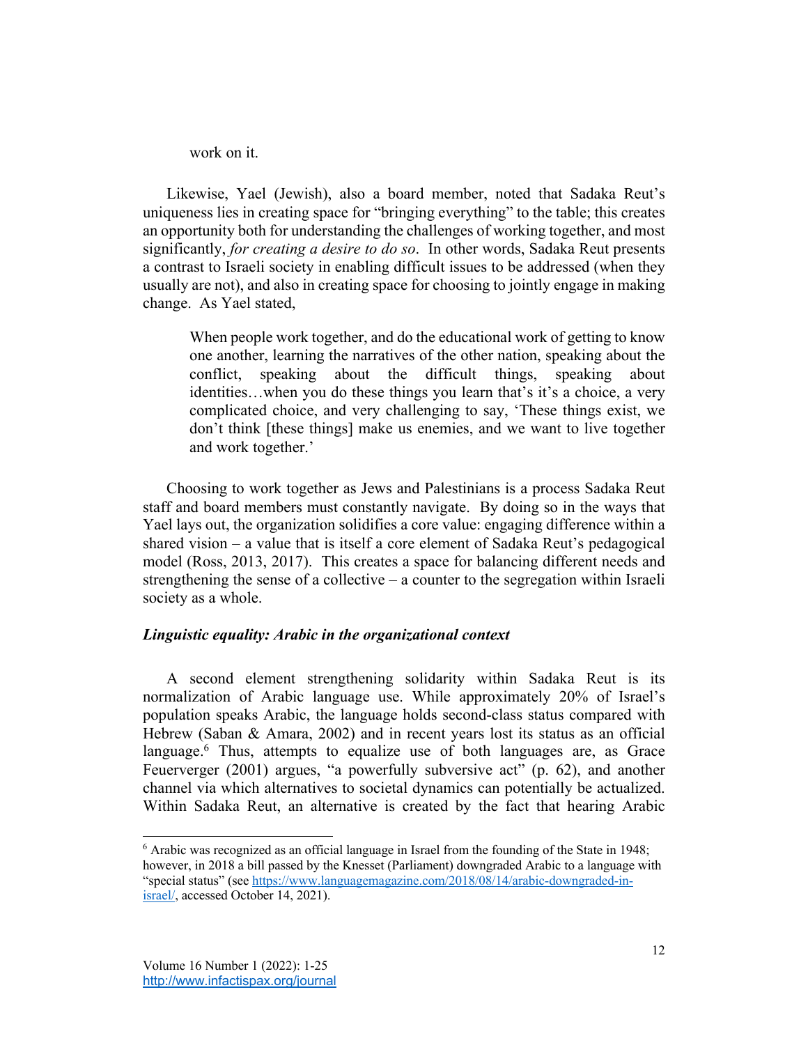> work on it.

Likewise, Yael (Jewish), also a board member, noted that Sadaka Reut's uniqueness lies in creating space for "bringing everything" to the table; this creates an opportunity both for understanding the challenges of working together, and most significantly, *for creating a desire to do so*. In other words, Sadaka Reut presents a contrast to Israeli society in enabling difficult issues to be addressed (when they usually are not), and also in creating space for choosing to jointly engage in making change. As Yael stated,

> When people work together, and do the educational work of getting to know one another, learning the narratives of the other nation, speaking about the conflict, speaking about the difficult things, speaking about identities…when you do these things you learn that's it's a choice, a very complicated choice, and very challenging to say, 'These things exist, we don't think [these things] make us enemies, and we want to live together and work together.'

Choosing to work together as Jews and Palestinians is a process Sadaka Reut staff and board members must constantly navigate. By doing so in the ways that Yael lays out, the organization solidifies a core value: engaging difference within a shared vision – a value that is itself a core element of Sadaka Reut's pedagogical model (Ross, 2013, 2017). This creates a space for balancing different needs and strengthening the sense of a collective – a counter to the segregation within Israeli society as a whole.

### *Linguistic equality: Arabic in the organizational context*

A second element strengthening solidarity within Sadaka Reut is its normalization of Arabic language use. While approximately 20% of Israel's population speaks Arabic, the language holds second-class status compared with Hebrew (Saban & Amara, 2002) and in recent years lost its status as an official language.[6] Thus, attempts to equalize use of both languages are, as Grace Feuerverger (2001) argues, "a powerfully subversive act" (p. 62), and another channel via which alternatives to societal dynamics can potentially be actualized. Within Sadaka Reut, an alternative is created by the fact that hearing Arabic

---

[6] Arabic was recognized as an official language in Israel from the founding of the State in 1948; however, in 2018 a bill passed by the Knesset (Parliament) downgraded Arabic to a language with "special status" (see https://www.languagemagazine.com/2018/08/14/arabic-downgraded-in-israel/, accessed October 14, 2021).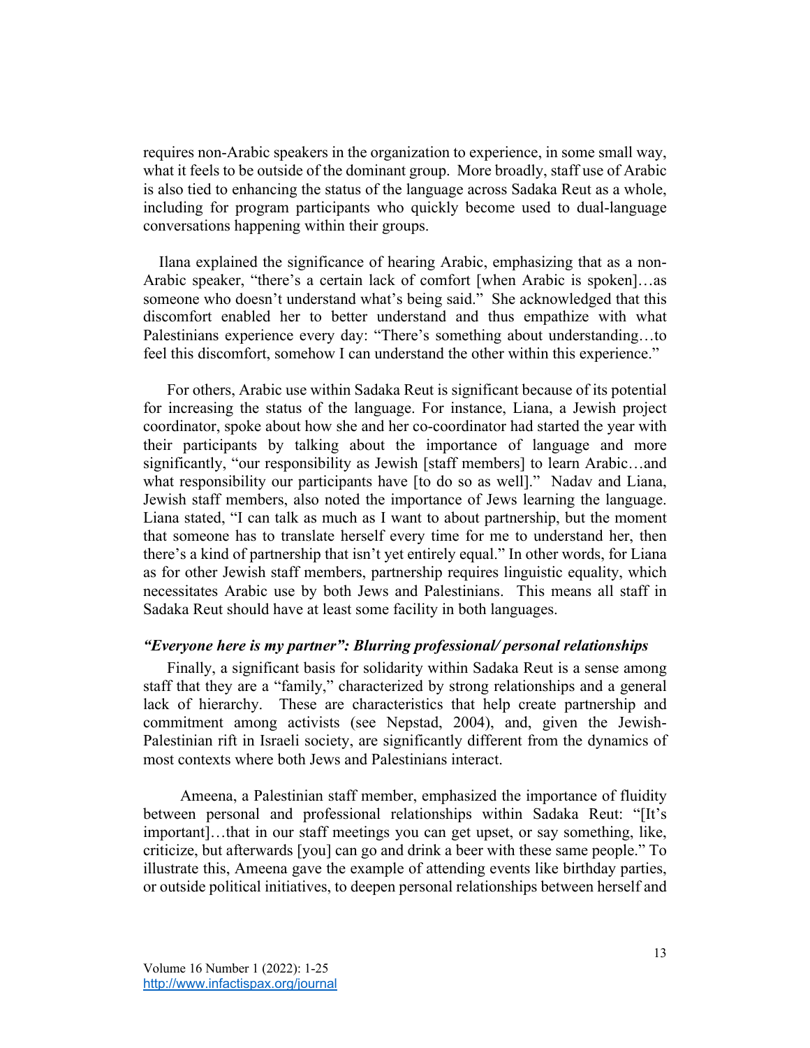requires non-Arabic speakers in the organization to experience, in some small way, what it feels to be outside of the dominant group. More broadly, staff use of Arabic is also tied to enhancing the status of the language across Sadaka Reut as a whole, including for program participants who quickly become used to dual-language conversations happening within their groups.

Ilana explained the significance of hearing Arabic, emphasizing that as a non-Arabic speaker, "there's a certain lack of comfort [when Arabic is spoken]…as someone who doesn't understand what's being said." She acknowledged that this discomfort enabled her to better understand and thus empathize with what Palestinians experience every day: "There's something about understanding…to feel this discomfort, somehow I can understand the other within this experience."

For others, Arabic use within Sadaka Reut is significant because of its potential for increasing the status of the language. For instance, Liana, a Jewish project coordinator, spoke about how she and her co-coordinator had started the year with their participants by talking about the importance of language and more significantly, "our responsibility as Jewish [staff members] to learn Arabic…and what responsibility our participants have [to do so as well]." Nadav and Liana, Jewish staff members, also noted the importance of Jews learning the language. Liana stated, "I can talk as much as I want to about partnership, but the moment that someone has to translate herself every time for me to understand her, then there's a kind of partnership that isn't yet entirely equal." In other words, for Liana as for other Jewish staff members, partnership requires linguistic equality, which necessitates Arabic use by both Jews and Palestinians. This means all staff in Sadaka Reut should have at least some facility in both languages.

### *"Everyone here is my partner": Blurring professional/ personal relationships*

Finally, a significant basis for solidarity within Sadaka Reut is a sense among staff that they are a "family," characterized by strong relationships and a general lack of hierarchy. These are characteristics that help create partnership and commitment among activists (see Nepstad, 2004), and, given the Jewish-Palestinian rift in Israeli society, are significantly different from the dynamics of most contexts where both Jews and Palestinians interact.

Ameena, a Palestinian staff member, emphasized the importance of fluidity between personal and professional relationships within Sadaka Reut: "[It's important]…that in our staff meetings you can get upset, or say something, like, criticize, but afterwards [you] can go and drink a beer with these same people." To illustrate this, Ameena gave the example of attending events like birthday parties, or outside political initiatives, to deepen personal relationships between herself and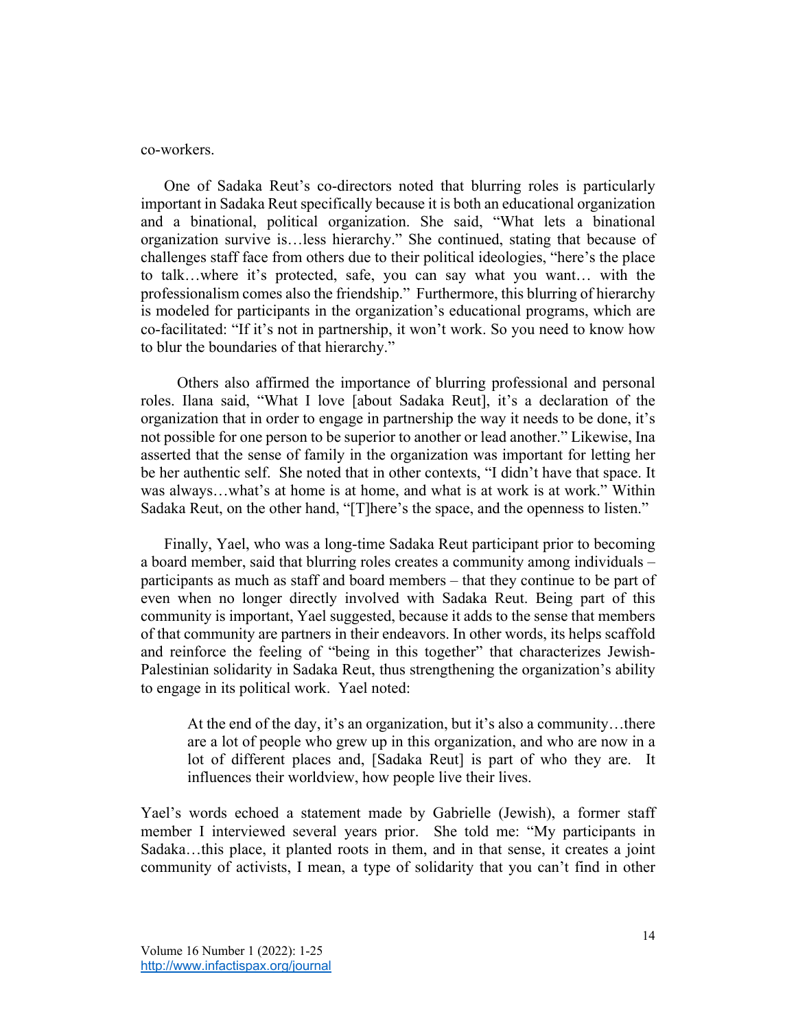co-workers.

One of Sadaka Reut's co-directors noted that blurring roles is particularly important in Sadaka Reut specifically because it is both an educational organization and a binational, political organization. She said, "What lets a binational organization survive is…less hierarchy." She continued, stating that because of challenges staff face from others due to their political ideologies, "here's the place to talk…where it's protected, safe, you can say what you want… with the professionalism comes also the friendship." Furthermore, this blurring of hierarchy is modeled for participants in the organization's educational programs, which are co-facilitated: "If it's not in partnership, it won't work. So you need to know how to blur the boundaries of that hierarchy."

Others also affirmed the importance of blurring professional and personal roles. Ilana said, "What I love [about Sadaka Reut], it's a declaration of the organization that in order to engage in partnership the way it needs to be done, it's not possible for one person to be superior to another or lead another." Likewise, Ina asserted that the sense of family in the organization was important for letting her be her authentic self. She noted that in other contexts, "I didn't have that space. It was always…what's at home is at home, and what is at work is at work." Within Sadaka Reut, on the other hand, "[T]here's the space, and the openness to listen."

Finally, Yael, who was a long-time Sadaka Reut participant prior to becoming a board member, said that blurring roles creates a community among individuals – participants as much as staff and board members – that they continue to be part of even when no longer directly involved with Sadaka Reut. Being part of this community is important, Yael suggested, because it adds to the sense that members of that community are partners in their endeavors. In other words, its helps scaffold and reinforce the feeling of "being in this together" that characterizes Jewish-Palestinian solidarity in Sadaka Reut, thus strengthening the organization's ability to engage in its political work. Yael noted:

> At the end of the day, it's an organization, but it's also a community…there are a lot of people who grew up in this organization, and who are now in a lot of different places and, [Sadaka Reut] is part of who they are. It influences their worldview, how people live their lives.

Yael's words echoed a statement made by Gabrielle (Jewish), a former staff member I interviewed several years prior. She told me: "My participants in Sadaka…this place, it planted roots in them, and in that sense, it creates a joint community of activists, I mean, a type of solidarity that you can't find in other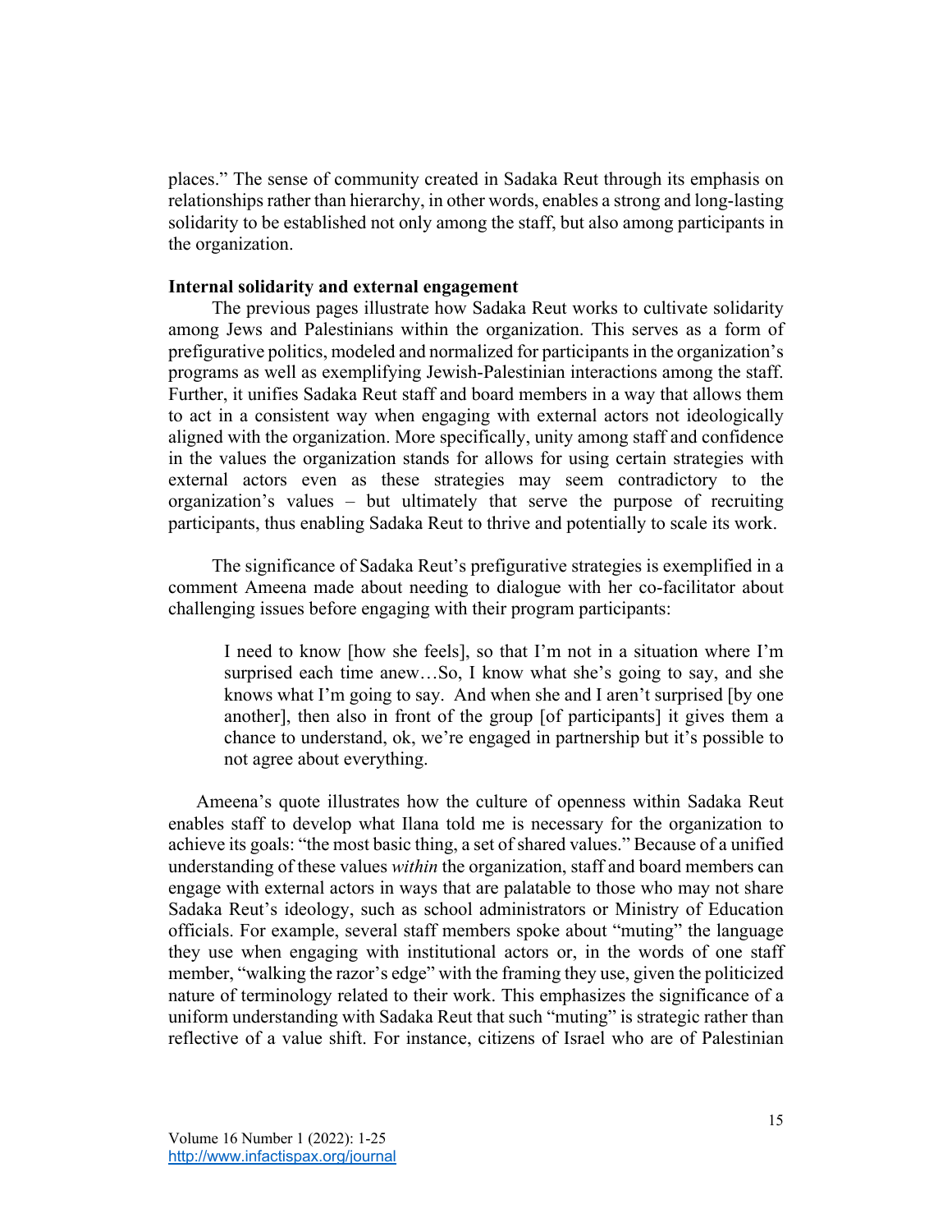places." The sense of community created in Sadaka Reut through its emphasis on relationships rather than hierarchy, in other words, enables a strong and long-lasting solidarity to be established not only among the staff, but also among participants in the organization.

**Internal solidarity and external engagement**

The previous pages illustrate how Sadaka Reut works to cultivate solidarity among Jews and Palestinians within the organization. This serves as a form of prefigurative politics, modeled and normalized for participants in the organization's programs as well as exemplifying Jewish-Palestinian interactions among the staff. Further, it unifies Sadaka Reut staff and board members in a way that allows them to act in a consistent way when engaging with external actors not ideologically aligned with the organization. More specifically, unity among staff and confidence in the values the organization stands for allows for using certain strategies with external actors even as these strategies may seem contradictory to the organization's values – but ultimately that serve the purpose of recruiting participants, thus enabling Sadaka Reut to thrive and potentially to scale its work.

The significance of Sadaka Reut's prefigurative strategies is exemplified in a comment Ameena made about needing to dialogue with her co-facilitator about challenging issues before engaging with their program participants:

> I need to know [how she feels], so that I'm not in a situation where I'm surprised each time anew…So, I know what she's going to say, and she knows what I'm going to say. And when she and I aren't surprised [by one another], then also in front of the group [of participants] it gives them a chance to understand, ok, we're engaged in partnership but it's possible to not agree about everything.

Ameena's quote illustrates how the culture of openness within Sadaka Reut enables staff to develop what Ilana told me is necessary for the organization to achieve its goals: "the most basic thing, a set of shared values." Because of a unified understanding of these values *within* the organization, staff and board members can engage with external actors in ways that are palatable to those who may not share Sadaka Reut's ideology, such as school administrators or Ministry of Education officials. For example, several staff members spoke about "muting" the language they use when engaging with institutional actors or, in the words of one staff member, "walking the razor's edge" with the framing they use, given the politicized nature of terminology related to their work. This emphasizes the significance of a uniform understanding with Sadaka Reut that such "muting" is strategic rather than reflective of a value shift. For instance, citizens of Israel who are of Palestinian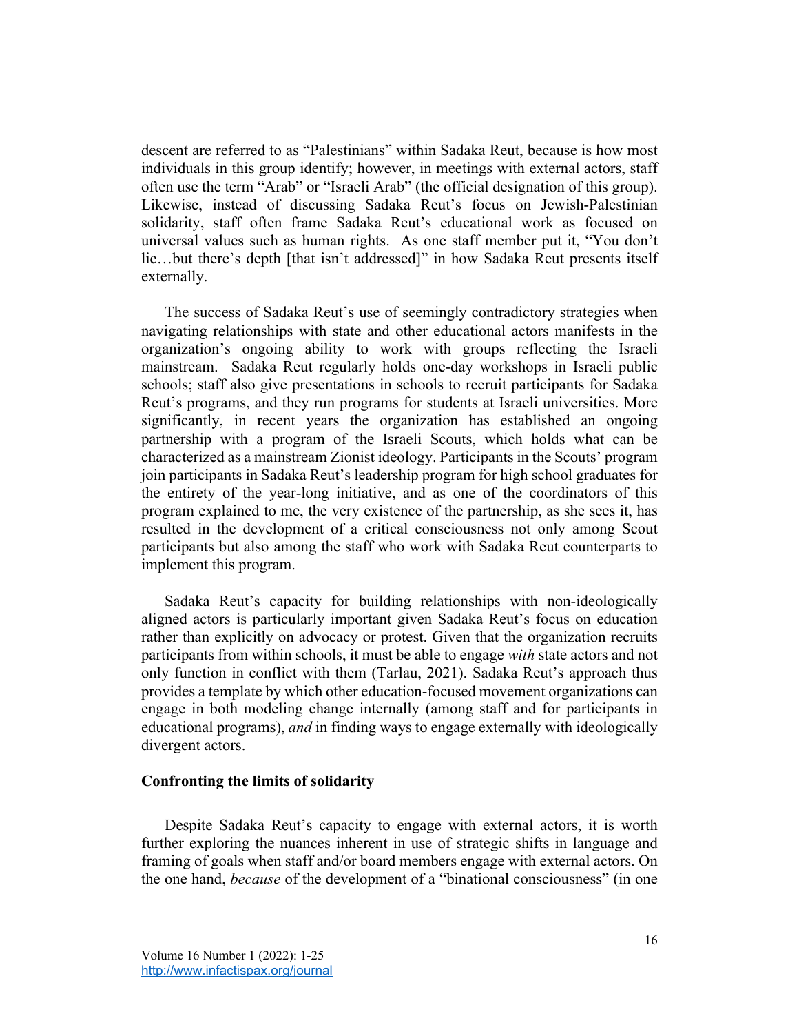descent are referred to as "Palestinians" within Sadaka Reut, because is how most individuals in this group identify; however, in meetings with external actors, staff often use the term "Arab" or "Israeli Arab" (the official designation of this group). Likewise, instead of discussing Sadaka Reut's focus on Jewish-Palestinian solidarity, staff often frame Sadaka Reut's educational work as focused on universal values such as human rights. As one staff member put it, "You don't lie…but there's depth [that isn't addressed]" in how Sadaka Reut presents itself externally.

The success of Sadaka Reut's use of seemingly contradictory strategies when navigating relationships with state and other educational actors manifests in the organization's ongoing ability to work with groups reflecting the Israeli mainstream. Sadaka Reut regularly holds one-day workshops in Israeli public schools; staff also give presentations in schools to recruit participants for Sadaka Reut's programs, and they run programs for students at Israeli universities. More significantly, in recent years the organization has established an ongoing partnership with a program of the Israeli Scouts, which holds what can be characterized as a mainstream Zionist ideology. Participants in the Scouts' program join participants in Sadaka Reut's leadership program for high school graduates for the entirety of the year-long initiative, and as one of the coordinators of this program explained to me, the very existence of the partnership, as she sees it, has resulted in the development of a critical consciousness not only among Scout participants but also among the staff who work with Sadaka Reut counterparts to implement this program.

Sadaka Reut's capacity for building relationships with non-ideologically aligned actors is particularly important given Sadaka Reut's focus on education rather than explicitly on advocacy or protest. Given that the organization recruits participants from within schools, it must be able to engage *with* state actors and not only function in conflict with them (Tarlau, 2021). Sadaka Reut's approach thus provides a template by which other education-focused movement organizations can engage in both modeling change internally (among staff and for participants in educational programs), *and* in finding ways to engage externally with ideologically divergent actors.

**Confronting the limits of solidarity**

Despite Sadaka Reut's capacity to engage with external actors, it is worth further exploring the nuances inherent in use of strategic shifts in language and framing of goals when staff and/or board members engage with external actors. On the one hand, *because* of the development of a "binational consciousness" (in one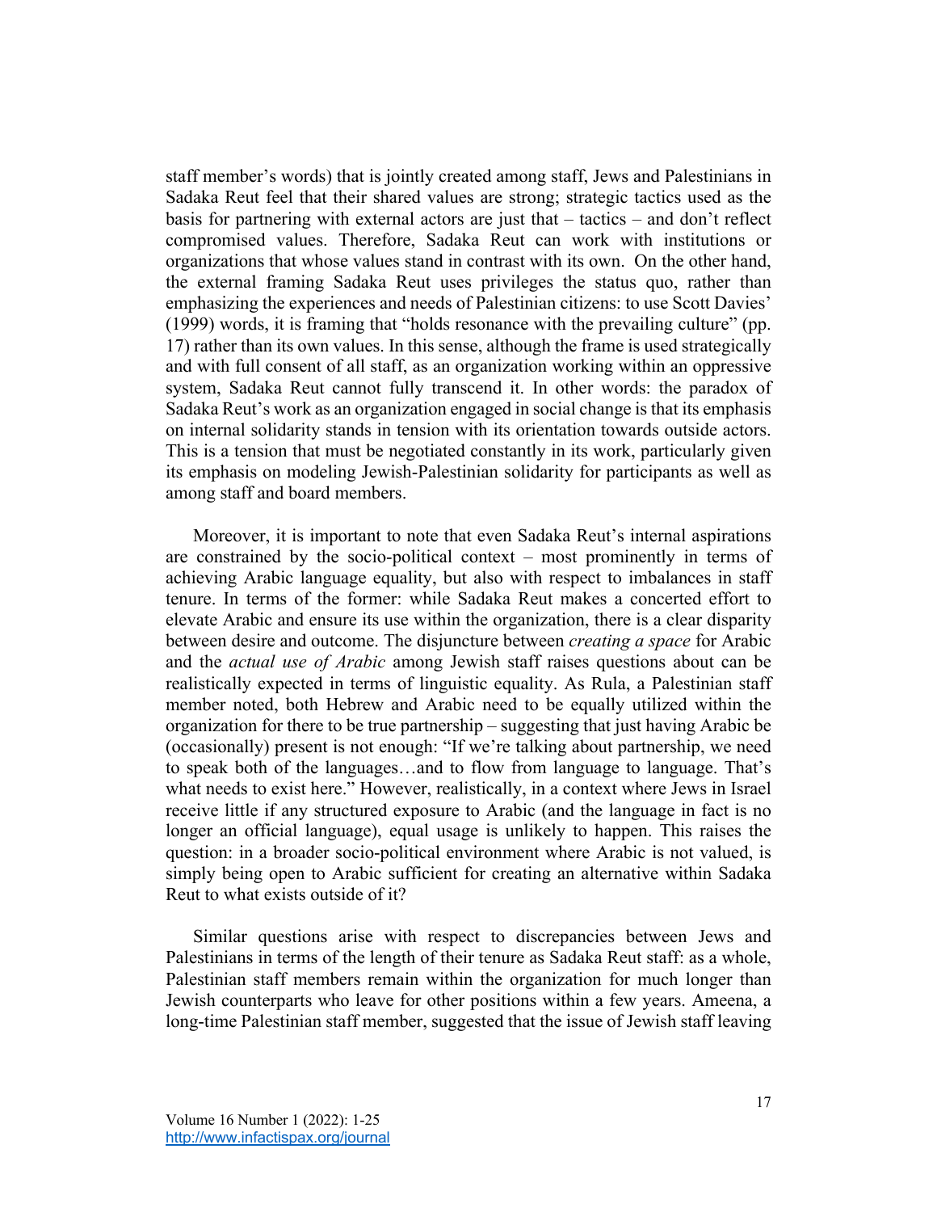staff member's words) that is jointly created among staff, Jews and Palestinians in Sadaka Reut feel that their shared values are strong; strategic tactics used as the basis for partnering with external actors are just that – tactics – and don't reflect compromised values. Therefore, Sadaka Reut can work with institutions or organizations that whose values stand in contrast with its own. On the other hand, the external framing Sadaka Reut uses privileges the status quo, rather than emphasizing the experiences and needs of Palestinian citizens: to use Scott Davies' (1999) words, it is framing that "holds resonance with the prevailing culture" (pp. 17) rather than its own values. In this sense, although the frame is used strategically and with full consent of all staff, as an organization working within an oppressive system, Sadaka Reut cannot fully transcend it. In other words: the paradox of Sadaka Reut's work as an organization engaged in social change is that its emphasis on internal solidarity stands in tension with its orientation towards outside actors. This is a tension that must be negotiated constantly in its work, particularly given its emphasis on modeling Jewish-Palestinian solidarity for participants as well as among staff and board members.

Moreover, it is important to note that even Sadaka Reut's internal aspirations are constrained by the socio-political context – most prominently in terms of achieving Arabic language equality, but also with respect to imbalances in staff tenure. In terms of the former: while Sadaka Reut makes a concerted effort to elevate Arabic and ensure its use within the organization, there is a clear disparity between desire and outcome. The disjuncture between *creating a space* for Arabic and the *actual use of Arabic* among Jewish staff raises questions about can be realistically expected in terms of linguistic equality. As Rula, a Palestinian staff member noted, both Hebrew and Arabic need to be equally utilized within the organization for there to be true partnership – suggesting that just having Arabic be (occasionally) present is not enough: "If we're talking about partnership, we need to speak both of the languages…and to flow from language to language. That's what needs to exist here." However, realistically, in a context where Jews in Israel receive little if any structured exposure to Arabic (and the language in fact is no longer an official language), equal usage is unlikely to happen. This raises the question: in a broader socio-political environment where Arabic is not valued, is simply being open to Arabic sufficient for creating an alternative within Sadaka Reut to what exists outside of it?

Similar questions arise with respect to discrepancies between Jews and Palestinians in terms of the length of their tenure as Sadaka Reut staff: as a whole, Palestinian staff members remain within the organization for much longer than Jewish counterparts who leave for other positions within a few years. Ameena, a long-time Palestinian staff member, suggested that the issue of Jewish staff leaving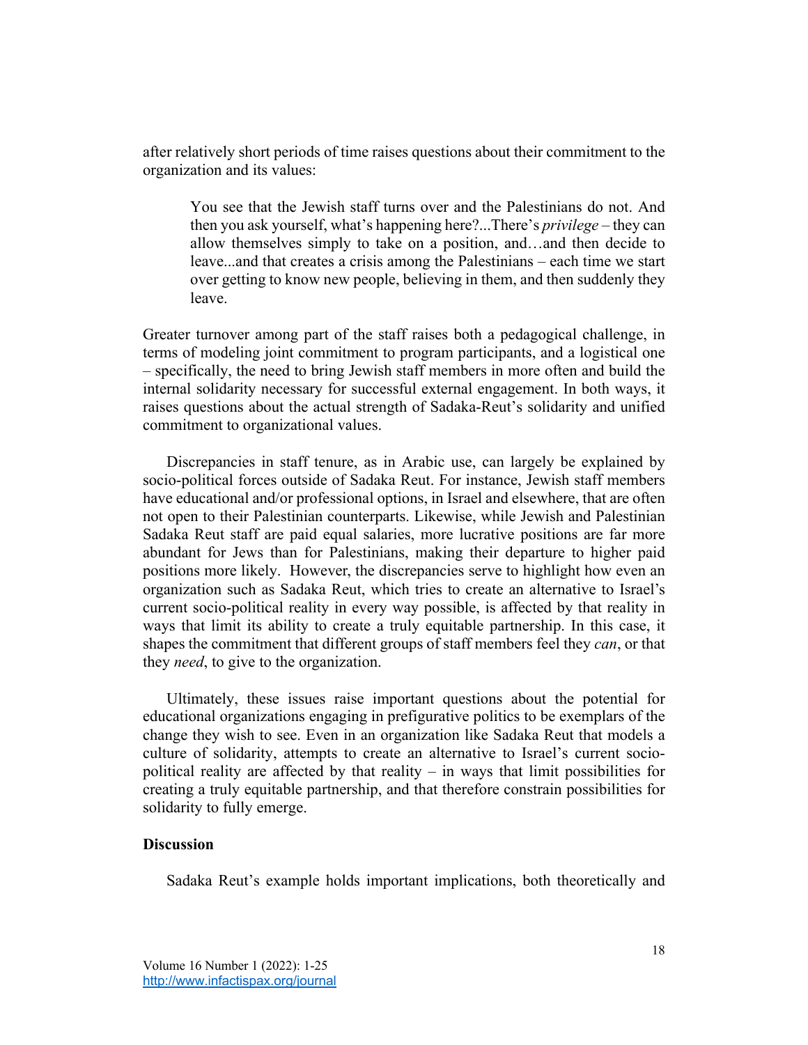after relatively short periods of time raises questions about their commitment to the organization and its values:

> You see that the Jewish staff turns over and the Palestinians do not. And then you ask yourself, what's happening here?...There's *privilege* – they can allow themselves simply to take on a position, and…and then decide to leave...and that creates a crisis among the Palestinians – each time we start over getting to know new people, believing in them, and then suddenly they leave.

Greater turnover among part of the staff raises both a pedagogical challenge, in terms of modeling joint commitment to program participants, and a logistical one – specifically, the need to bring Jewish staff members in more often and build the internal solidarity necessary for successful external engagement. In both ways, it raises questions about the actual strength of Sadaka-Reut's solidarity and unified commitment to organizational values.

Discrepancies in staff tenure, as in Arabic use, can largely be explained by socio-political forces outside of Sadaka Reut. For instance, Jewish staff members have educational and/or professional options, in Israel and elsewhere, that are often not open to their Palestinian counterparts. Likewise, while Jewish and Palestinian Sadaka Reut staff are paid equal salaries, more lucrative positions are far more abundant for Jews than for Palestinians, making their departure to higher paid positions more likely. However, the discrepancies serve to highlight how even an organization such as Sadaka Reut, which tries to create an alternative to Israel's current socio-political reality in every way possible, is affected by that reality in ways that limit its ability to create a truly equitable partnership. In this case, it shapes the commitment that different groups of staff members feel they *can*, or that they *need*, to give to the organization.

Ultimately, these issues raise important questions about the potential for educational organizations engaging in prefigurative politics to be exemplars of the change they wish to see. Even in an organization like Sadaka Reut that models a culture of solidarity, attempts to create an alternative to Israel's current socio-political reality are affected by that reality – in ways that limit possibilities for creating a truly equitable partnership, and that therefore constrain possibilities for solidarity to fully emerge.

**Discussion**

Sadaka Reut's example holds important implications, both theoretically and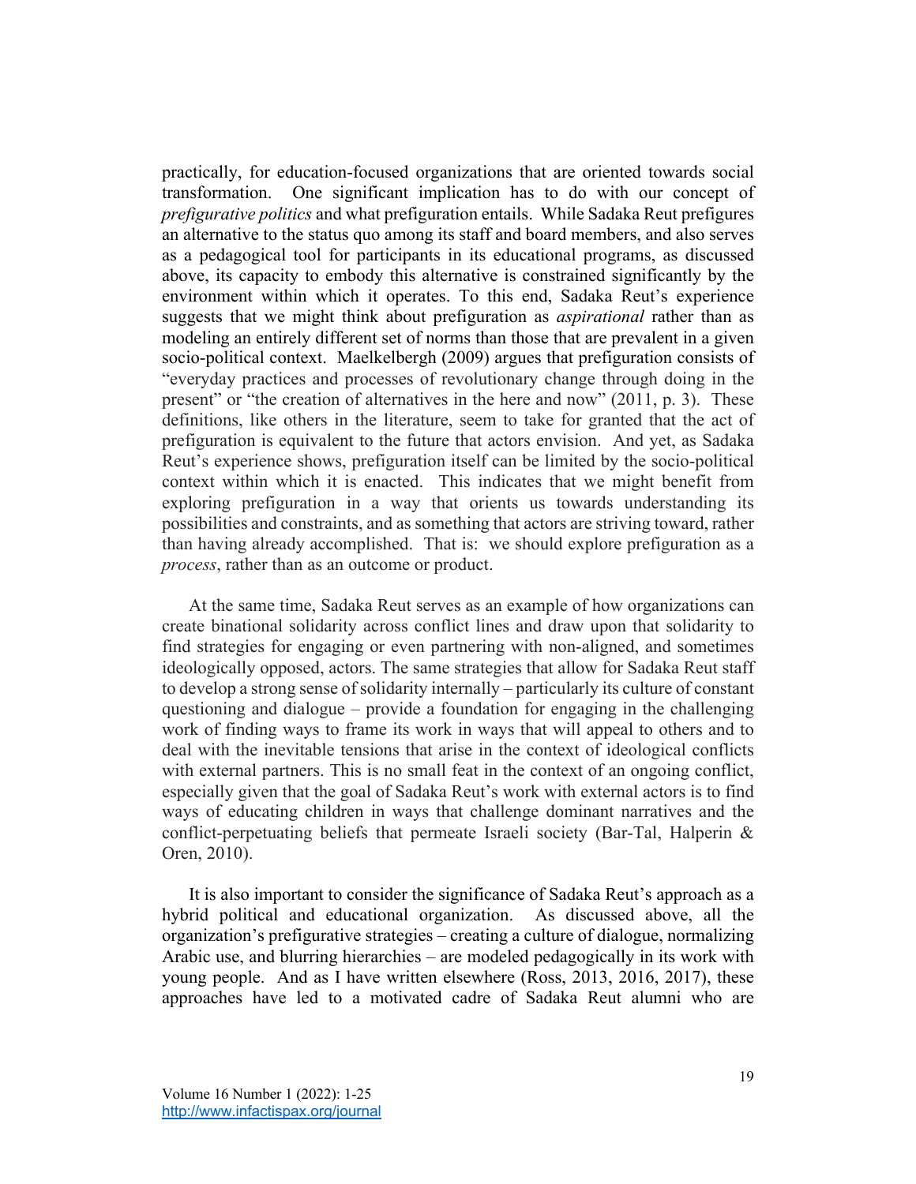practically, for education-focused organizations that are oriented towards social transformation. One significant implication has to do with our concept of *prefigurative politics* and what prefiguration entails. While Sadaka Reut prefigures an alternative to the status quo among its staff and board members, and also serves as a pedagogical tool for participants in its educational programs, as discussed above, its capacity to embody this alternative is constrained significantly by the environment within which it operates. To this end, Sadaka Reut's experience suggests that we might think about prefiguration as *aspirational* rather than as modeling an entirely different set of norms than those that are prevalent in a given socio-political context. Maelkelbergh (2009) argues that prefiguration consists of "everyday practices and processes of revolutionary change through doing in the present" or "the creation of alternatives in the here and now" (2011, p. 3). These definitions, like others in the literature, seem to take for granted that the act of prefiguration is equivalent to the future that actors envision. And yet, as Sadaka Reut's experience shows, prefiguration itself can be limited by the socio-political context within which it is enacted. This indicates that we might benefit from exploring prefiguration in a way that orients us towards understanding its possibilities and constraints, and as something that actors are striving toward, rather than having already accomplished. That is: we should explore prefiguration as a *process*, rather than as an outcome or product.

At the same time, Sadaka Reut serves as an example of how organizations can create binational solidarity across conflict lines and draw upon that solidarity to find strategies for engaging or even partnering with non-aligned, and sometimes ideologically opposed, actors. The same strategies that allow for Sadaka Reut staff to develop a strong sense of solidarity internally – particularly its culture of constant questioning and dialogue – provide a foundation for engaging in the challenging work of finding ways to frame its work in ways that will appeal to others and to deal with the inevitable tensions that arise in the context of ideological conflicts with external partners. This is no small feat in the context of an ongoing conflict, especially given that the goal of Sadaka Reut's work with external actors is to find ways of educating children in ways that challenge dominant narratives and the conflict-perpetuating beliefs that permeate Israeli society (Bar-Tal, Halperin & Oren, 2010).

It is also important to consider the significance of Sadaka Reut's approach as a hybrid political and educational organization. As discussed above, all the organization's prefigurative strategies – creating a culture of dialogue, normalizing Arabic use, and blurring hierarchies – are modeled pedagogically in its work with young people. And as I have written elsewhere (Ross, 2013, 2016, 2017), these approaches have led to a motivated cadre of Sadaka Reut alumni who are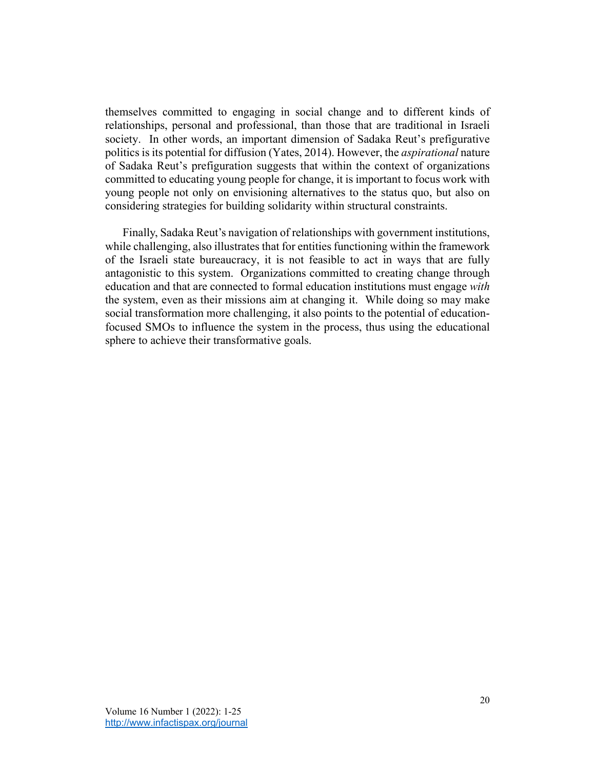themselves committed to engaging in social change and to different kinds of relationships, personal and professional, than those that are traditional in Israeli society. In other words, an important dimension of Sadaka Reut's prefigurative politics is its potential for diffusion (Yates, 2014). However, the *aspirational* nature of Sadaka Reut's prefiguration suggests that within the context of organizations committed to educating young people for change, it is important to focus work with young people not only on envisioning alternatives to the status quo, but also on considering strategies for building solidarity within structural constraints.

Finally, Sadaka Reut's navigation of relationships with government institutions, while challenging, also illustrates that for entities functioning within the framework of the Israeli state bureaucracy, it is not feasible to act in ways that are fully antagonistic to this system. Organizations committed to creating change through education and that are connected to formal education institutions must engage *with* the system, even as their missions aim at changing it. While doing so may make social transformation more challenging, it also points to the potential of education-focused SMOs to influence the system in the process, thus using the educational sphere to achieve their transformative goals.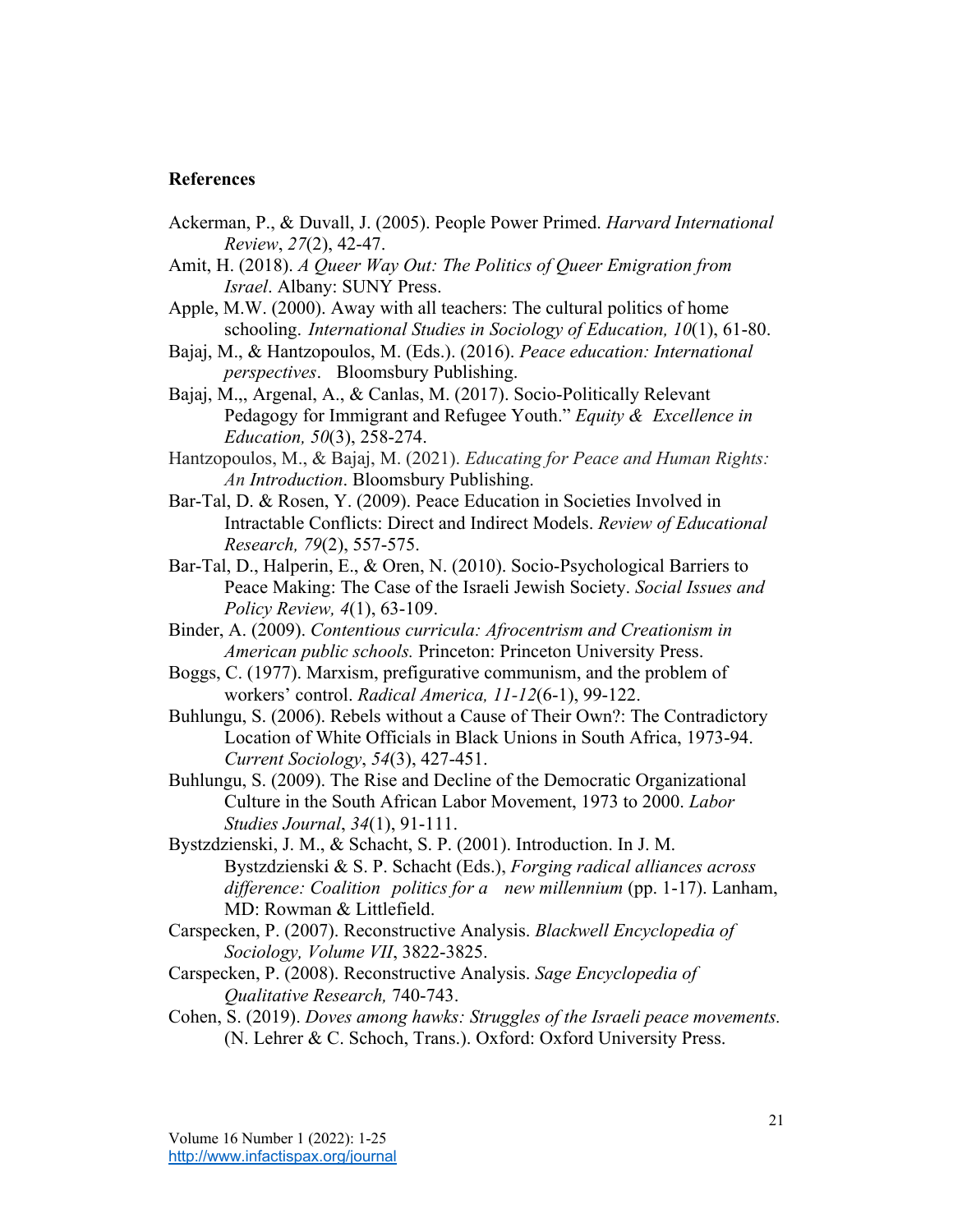## References

Ackerman, P., & Duvall, J. (2005). People Power Primed. *Harvard International Review*, *27*(2), 42-47.

Amit, H. (2018). *A Queer Way Out: The Politics of Queer Emigration from Israel*. Albany: SUNY Press.

Apple, M.W. (2000). Away with all teachers: The cultural politics of home schooling. *International Studies in Sociology of Education, 10*(1), 61-80.

Bajaj, M., & Hantzopoulos, M. (Eds.). (2016). *Peace education: International perspectives*. Bloomsbury Publishing.

Bajaj, M.,, Argenal, A., & Canlas, M. (2017). Socio-Politically Relevant Pedagogy for Immigrant and Refugee Youth." *Equity & Excellence in Education, 50*(3), 258-274.

Hantzopoulos, M., & Bajaj, M. (2021). *Educating for Peace and Human Rights: An Introduction*. Bloomsbury Publishing.

Bar-Tal, D. & Rosen, Y. (2009). Peace Education in Societies Involved in Intractable Conflicts: Direct and Indirect Models. *Review of Educational Research, 79*(2), 557-575.

Bar-Tal, D., Halperin, E., & Oren, N. (2010). Socio-Psychological Barriers to Peace Making: The Case of the Israeli Jewish Society. *Social Issues and Policy Review, 4*(1), 63-109.

Binder, A. (2009). *Contentious curricula: Afrocentrism and Creationism in American public schools.* Princeton: Princeton University Press.

Boggs, C. (1977). Marxism, prefigurative communism, and the problem of workers' control. *Radical America, 11-12*(6-1), 99-122.

Buhlungu, S. (2006). Rebels without a Cause of Their Own?: The Contradictory Location of White Officials in Black Unions in South Africa, 1973-94. *Current Sociology*, *54*(3), 427-451.

Buhlungu, S. (2009). The Rise and Decline of the Democratic Organizational Culture in the South African Labor Movement, 1973 to 2000. *Labor Studies Journal*, *34*(1), 91-111.

Bystzdzienski, J. M., & Schacht, S. P. (2001). Introduction. In J. M. Bystzdzienski & S. P. Schacht (Eds.), *Forging radical alliances across difference: Coalition politics for a new millennium* (pp. 1-17). Lanham, MD: Rowman & Littlefield.

Carspecken, P. (2007). Reconstructive Analysis. *Blackwell Encyclopedia of Sociology, Volume VII*, 3822-3825.

Carspecken, P. (2008). Reconstructive Analysis. *Sage Encyclopedia of Qualitative Research,* 740-743.

Cohen, S. (2019). *Doves among hawks: Struggles of the Israeli peace movements.* (N. Lehrer & C. Schoch, Trans.). Oxford: Oxford University Press.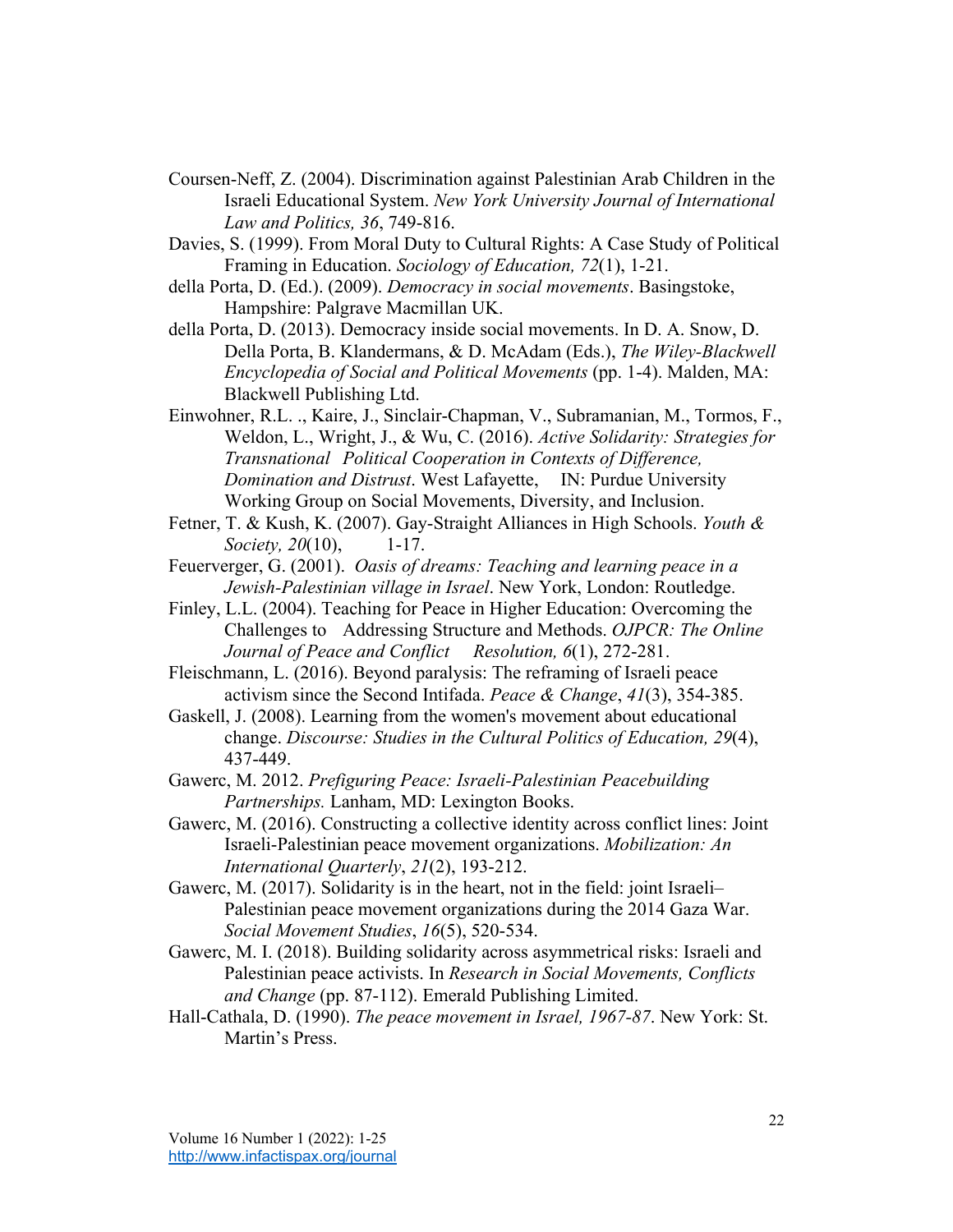Coursen-Neff, Z. (2004). Discrimination against Palestinian Arab Children in the Israeli Educational System. *New York University Journal of International Law and Politics, 36*, 749-816.

Davies, S. (1999). From Moral Duty to Cultural Rights: A Case Study of Political Framing in Education. *Sociology of Education, 72*(1), 1-21.

della Porta, D. (Ed.). (2009). *Democracy in social movements*. Basingstoke, Hampshire: Palgrave Macmillan UK.

della Porta, D. (2013). Democracy inside social movements. In D. A. Snow, D. Della Porta, B. Klandermans, & D. McAdam (Eds.), *The Wiley-Blackwell Encyclopedia of Social and Political Movements* (pp. 1-4). Malden, MA: Blackwell Publishing Ltd.

Einwohner, R.L. ., Kaire, J., Sinclair-Chapman, V., Subramanian, M., Tormos, F., Weldon, L., Wright, J., & Wu, C. (2016). *Active Solidarity: Strategies for Transnational Political Cooperation in Contexts of Difference, Domination and Distrust*. West Lafayette, IN: Purdue University Working Group on Social Movements, Diversity, and Inclusion.

Fetner, T. & Kush, K. (2007). Gay-Straight Alliances in High Schools. *Youth & Society, 20*(10), 1-17.

Feuerverger, G. (2001). *Oasis of dreams: Teaching and learning peace in a Jewish-Palestinian village in Israel*. New York, London: Routledge.

Finley, L.L. (2004). Teaching for Peace in Higher Education: Overcoming the Challenges to Addressing Structure and Methods. *OJPCR: The Online Journal of Peace and Conflict Resolution, 6*(1), 272-281.

Fleischmann, L. (2016). Beyond paralysis: The reframing of Israeli peace activism since the Second Intifada. *Peace & Change*, *41*(3), 354-385.

Gaskell, J. (2008). Learning from the women's movement about educational change. *Discourse: Studies in the Cultural Politics of Education, 29*(4), 437-449.

Gawerc, M. 2012. *Prefiguring Peace: Israeli-Palestinian Peacebuilding Partnerships.* Lanham, MD: Lexington Books.

Gawerc, M. (2016). Constructing a collective identity across conflict lines: Joint Israeli-Palestinian peace movement organizations. *Mobilization: An International Quarterly*, *21*(2), 193-212.

Gawerc, M. (2017). Solidarity is in the heart, not in the field: joint Israeli–Palestinian peace movement organizations during the 2014 Gaza War. *Social Movement Studies*, *16*(5), 520-534.

Gawerc, M. I. (2018). Building solidarity across asymmetrical risks: Israeli and Palestinian peace activists. In *Research in Social Movements, Conflicts and Change* (pp. 87-112). Emerald Publishing Limited.

Hall-Cathala, D. (1990). *The peace movement in Israel, 1967-87*. New York: St. Martin's Press.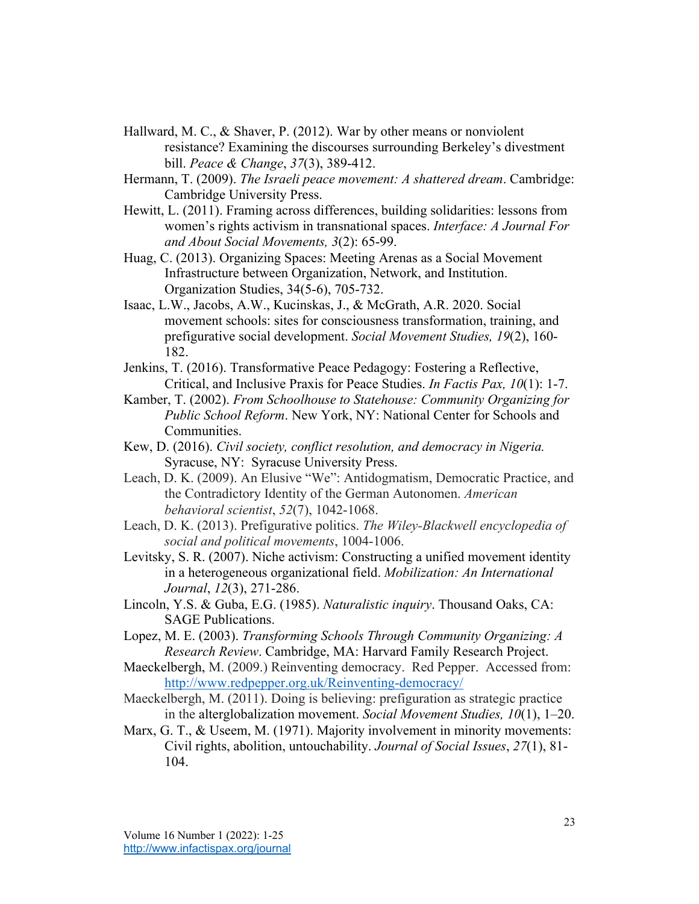Hallward, M. C., & Shaver, P. (2012). War by other means or nonviolent resistance? Examining the discourses surrounding Berkeley's divestment bill. *Peace & Change*, *37*(3), 389-412.

Hermann, T. (2009). *The Israeli peace movement: A shattered dream*. Cambridge: Cambridge University Press.

Hewitt, L. (2011). Framing across differences, building solidarities: lessons from women's rights activism in transnational spaces. *Interface: A Journal For and About Social Movements, 3*(2): 65-99.

Huag, C. (2013). Organizing Spaces: Meeting Arenas as a Social Movement Infrastructure between Organization, Network, and Institution. Organization Studies, 34(5-6), 705-732.

Isaac, L.W., Jacobs, A.W., Kucinskas, J., & McGrath, A.R. 2020. Social movement schools: sites for consciousness transformation, training, and prefigurative social development. *Social Movement Studies, 19*(2), 160-182.

Jenkins, T. (2016). Transformative Peace Pedagogy: Fostering a Reflective, Critical, and Inclusive Praxis for Peace Studies. *In Factis Pax, 10*(1): 1-7.

Kamber, T. (2002). *From Schoolhouse to Statehouse: Community Organizing for Public School Reform*. New York, NY: National Center for Schools and Communities.

Kew, D. (2016). *Civil society, conflict resolution, and democracy in Nigeria.* Syracuse, NY: Syracuse University Press.

Leach, D. K. (2009). An Elusive "We": Antidogmatism, Democratic Practice, and the Contradictory Identity of the German Autonomen. *American behavioral scientist*, *52*(7), 1042-1068.

Leach, D. K. (2013). Prefigurative politics. *The Wiley-Blackwell encyclopedia of social and political movements*, 1004-1006.

Levitsky, S. R. (2007). Niche activism: Constructing a unified movement identity in a heterogeneous organizational field. *Mobilization: An International Journal*, *12*(3), 271-286.

Lincoln, Y.S. & Guba, E.G. (1985). *Naturalistic inquiry*. Thousand Oaks, CA: SAGE Publications.

Lopez, M. E. (2003). *Transforming Schools Through Community Organizing: A Research Review*. Cambridge, MA: Harvard Family Research Project.

Maeckelbergh, M. (2009.) Reinventing democracy. Red Pepper. Accessed from: http://www.redpepper.org.uk/Reinventing-democracy/

Maeckelbergh, M. (2011). Doing is believing: prefiguration as strategic practice in the alterglobalization movement. *Social Movement Studies, 10*(1), 1–20.

Marx, G. T., & Useem, M. (1971). Majority involvement in minority movements: Civil rights, abolition, untouchability. *Journal of Social Issues*, *27*(1), 81-104.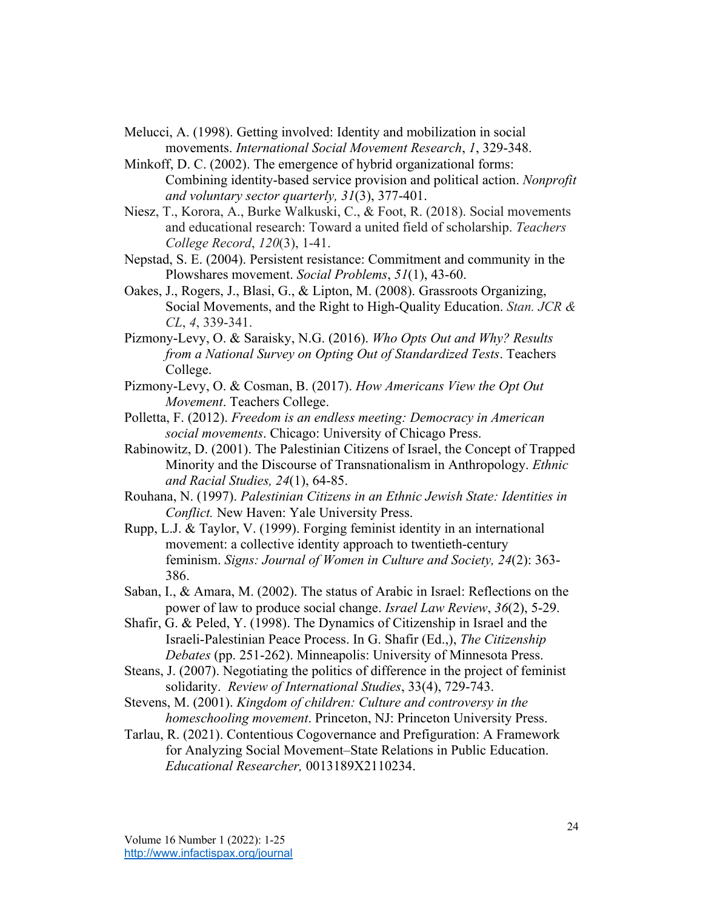Melucci, A. (1998). Getting involved: Identity and mobilization in social movements. *International Social Movement Research*, *1*, 329-348.

Minkoff, D. C. (2002). The emergence of hybrid organizational forms: Combining identity-based service provision and political action. *Nonprofit and voluntary sector quarterly, 31*(3), 377-401.

Niesz, T., Korora, A., Burke Walkuski, C., & Foot, R. (2018). Social movements and educational research: Toward a united field of scholarship. *Teachers College Record*, *120*(3), 1-41.

Nepstad, S. E. (2004). Persistent resistance: Commitment and community in the Plowshares movement. *Social Problems*, *51*(1), 43-60.

Oakes, J., Rogers, J., Blasi, G., & Lipton, M. (2008). Grassroots Organizing, Social Movements, and the Right to High-Quality Education. *Stan. JCR & CL*, *4*, 339-341.

Pizmony-Levy, O. & Saraisky, N.G. (2016). *Who Opts Out and Why? Results from a National Survey on Opting Out of Standardized Tests*. Teachers College.

Pizmony-Levy, O. & Cosman, B. (2017). *How Americans View the Opt Out Movement*. Teachers College.

Polletta, F. (2012). *Freedom is an endless meeting: Democracy in American social movements*. Chicago: University of Chicago Press.

Rabinowitz, D. (2001). The Palestinian Citizens of Israel, the Concept of Trapped Minority and the Discourse of Transnationalism in Anthropology. *Ethnic and Racial Studies, 24*(1), 64-85.

Rouhana, N. (1997). *Palestinian Citizens in an Ethnic Jewish State: Identities in Conflict.* New Haven: Yale University Press.

Rupp, L.J. & Taylor, V. (1999). Forging feminist identity in an international movement: a collective identity approach to twentieth-century feminism. *Signs: Journal of Women in Culture and Society, 24*(2): 363-386.

Saban, I., & Amara, M. (2002). The status of Arabic in Israel: Reflections on the power of law to produce social change. *Israel Law Review*, *36*(2), 5-29.

Shafir, G. & Peled, Y. (1998). The Dynamics of Citizenship in Israel and the Israeli-Palestinian Peace Process. In G. Shafir (Ed.,), *The Citizenship Debates* (pp. 251-262). Minneapolis: University of Minnesota Press.

Steans, J. (2007). Negotiating the politics of difference in the project of feminist solidarity. *Review of International Studies*, 33(4), 729-743.

Stevens, M. (2001). *Kingdom of children: Culture and controversy in the homeschooling movement*. Princeton, NJ: Princeton University Press.

Tarlau, R. (2021). Contentious Cogovernance and Prefiguration: A Framework for Analyzing Social Movement–State Relations in Public Education. *Educational Researcher,* 0013189X2110234.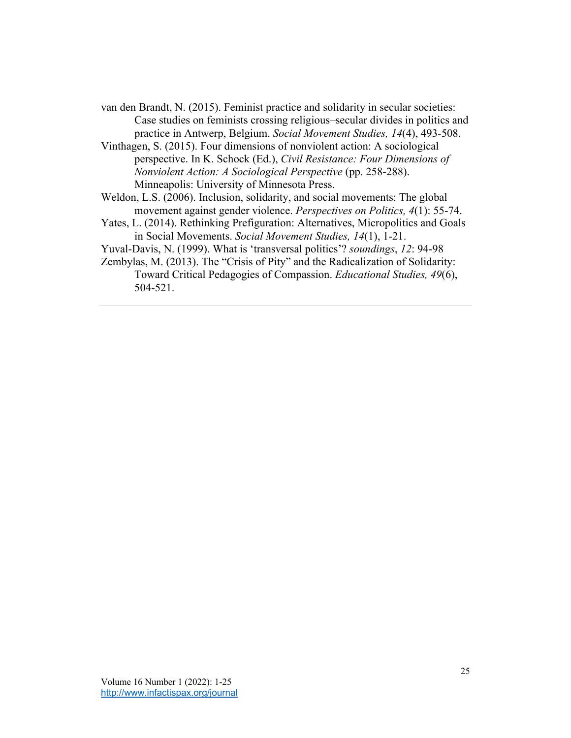van den Brandt, N. (2015). Feminist practice and solidarity in secular societies: Case studies on feminists crossing religious–secular divides in politics and practice in Antwerp, Belgium. *Social Movement Studies, 14*(4), 493-508.

Vinthagen, S. (2015). Four dimensions of nonviolent action: A sociological perspective. In K. Schock (Ed.), *Civil Resistance: Four Dimensions of Nonviolent Action: A Sociological Perspective* (pp. 258-288). Minneapolis: University of Minnesota Press.

Weldon, L.S. (2006). Inclusion, solidarity, and social movements: The global movement against gender violence. *Perspectives on Politics, 4*(1): 55-74.

Yates, L. (2014). Rethinking Prefiguration: Alternatives, Micropolitics and Goals in Social Movements. *Social Movement Studies, 14*(1), 1-21.

Yuval-Davis, N. (1999). What is 'transversal politics'? *soundings*, *12*: 94-98

Zembylas, M. (2013). The "Crisis of Pity" and the Radicalization of Solidarity: Toward Critical Pedagogies of Compassion. *Educational Studies, 49*(6), 504-521.